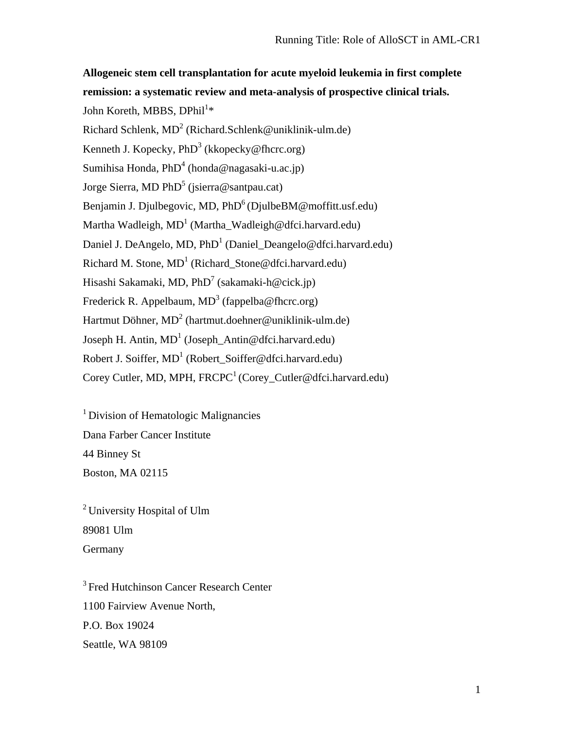**Allogeneic stem cell transplantation for acute myeloid leukemia in first complete remission: a systematic review and meta-analysis of prospective clinical trials.**

John Koreth, MBBS, DPhil[1]*

Richard Schlenk, MD[2] (Richard.Schlenk@uniklinik-ulm.de)

Kenneth J. Kopecky, PhD[3] (kkopecky@fhcrc.org)

Sumihisa Honda, PhD[4] (honda@nagasaki-u.ac.jp)

Jorge Sierra, MD PhD[5] (jsierra@santpau.cat)

Benjamin J. Djulbegovic, MD, PhD[6] (DjulbeBM@moffitt.usf.edu)

Martha Wadleigh, MD[1] (Martha_Wadleigh@dfci.harvard.edu)

Daniel J. DeAngelo, MD, PhD[1] (Daniel_Deangelo@dfci.harvard.edu)

Richard M. Stone, MD[1] (Richard_Stone@dfci.harvard.edu)

Hisashi Sakamaki, MD, PhD[7] (sakamaki-h@cick.jp)

Frederick R. Appelbaum, MD[3] (fappelba@fhcrc.org)

Hartmut Döhner, MD[2] (hartmut.doehner@uniklinik-ulm.de)

Joseph H. Antin, MD[1] (Joseph_Antin@dfci.harvard.edu)

Robert J. Soiffer, MD[1] (Robert_Soiffer@dfci.harvard.edu)

Corey Cutler, MD, MPH, FRCPC[1] (Corey_Cutler@dfci.harvard.edu)

[1] Division of Hematologic Malignancies
Dana Farber Cancer Institute
44 Binney St
Boston, MA 02115

[2] University Hospital of Ulm
89081 Ulm
Germany

[3] Fred Hutchinson Cancer Research Center
1100 Fairview Avenue North,
P.O. Box 19024
Seattle, WA 98109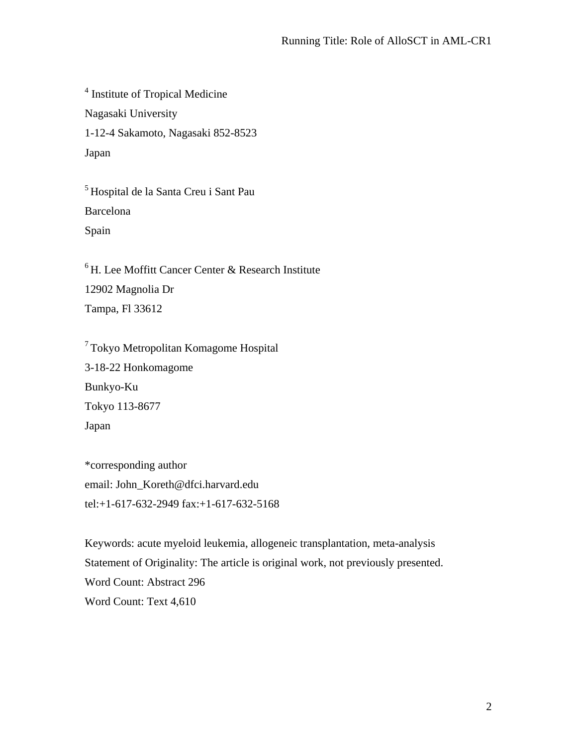[4] Institute of Tropical Medicine
Nagasaki University
1-12-4 Sakamoto, Nagasaki 852-8523
Japan

[5] Hospital de la Santa Creu i Sant Pau
Barcelona
Spain

[6] H. Lee Moffitt Cancer Center & Research Institute
12902 Magnolia Dr
Tampa, Fl 33612

[7] Tokyo Metropolitan Komagome Hospital
3-18-22 Honkomagome
Bunkyo-Ku
Tokyo 113-8677
Japan

*corresponding author
email: John_Koreth@dfci.harvard.edu
tel:+1-617-632-2949 fax:+1-617-632-5168

Keywords: acute myeloid leukemia, allogeneic transplantation, meta-analysis
Statement of Originality: The article is original work, not previously presented.
Word Count: Abstract 296
Word Count: Text 4,610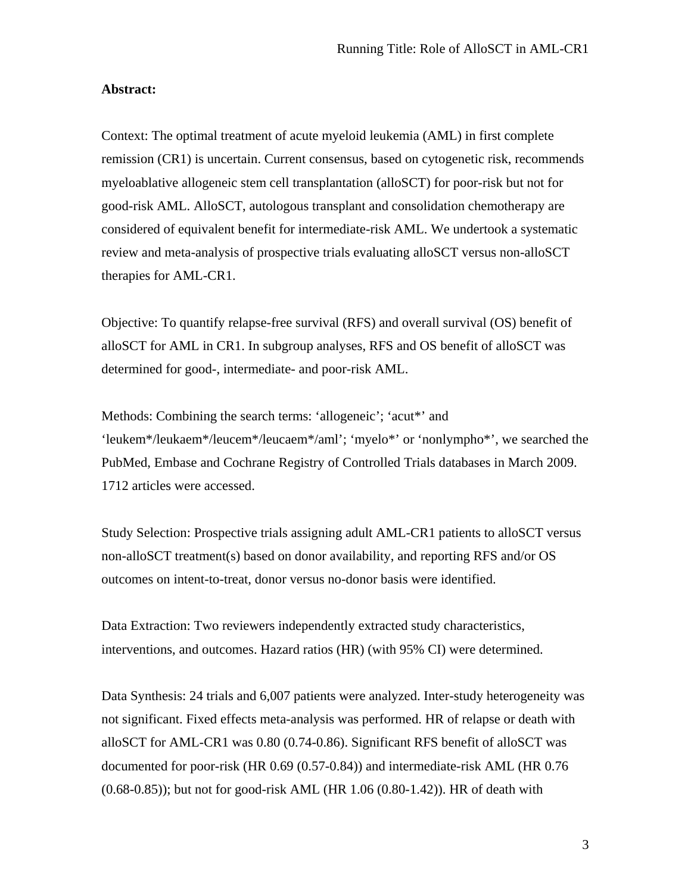**Abstract:**

Context: The optimal treatment of acute myeloid leukemia (AML) in first complete remission (CR1) is uncertain. Current consensus, based on cytogenetic risk, recommends myeloablative allogeneic stem cell transplantation (alloSCT) for poor-risk but not for good-risk AML. AlloSCT, autologous transplant and consolidation chemotherapy are considered of equivalent benefit for intermediate-risk AML. We undertook a systematic review and meta-analysis of prospective trials evaluating alloSCT versus non-alloSCT therapies for AML-CR1.

Objective: To quantify relapse-free survival (RFS) and overall survival (OS) benefit of alloSCT for AML in CR1. In subgroup analyses, RFS and OS benefit of alloSCT was determined for good-, intermediate- and poor-risk AML.

Methods: Combining the search terms: 'allogeneic'; 'acut*' and 'leukem*/leukaem*/leucem*/leucaem*/aml'; 'myelo*' or 'nonlympho*', we searched the PubMed, Embase and Cochrane Registry of Controlled Trials databases in March 2009. 1712 articles were accessed.

Study Selection: Prospective trials assigning adult AML-CR1 patients to alloSCT versus non-alloSCT treatment(s) based on donor availability, and reporting RFS and/or OS outcomes on intent-to-treat, donor versus no-donor basis were identified.

Data Extraction: Two reviewers independently extracted study characteristics, interventions, and outcomes. Hazard ratios (HR) (with 95% CI) were determined.

Data Synthesis: 24 trials and 6,007 patients were analyzed. Inter-study heterogeneity was not significant. Fixed effects meta-analysis was performed. HR of relapse or death with alloSCT for AML-CR1 was 0.80 (0.74-0.86). Significant RFS benefit of alloSCT was documented for poor-risk (HR 0.69 (0.57-0.84)) and intermediate-risk AML (HR 0.76 (0.68-0.85)); but not for good-risk AML (HR 1.06 (0.80-1.42)). HR of death with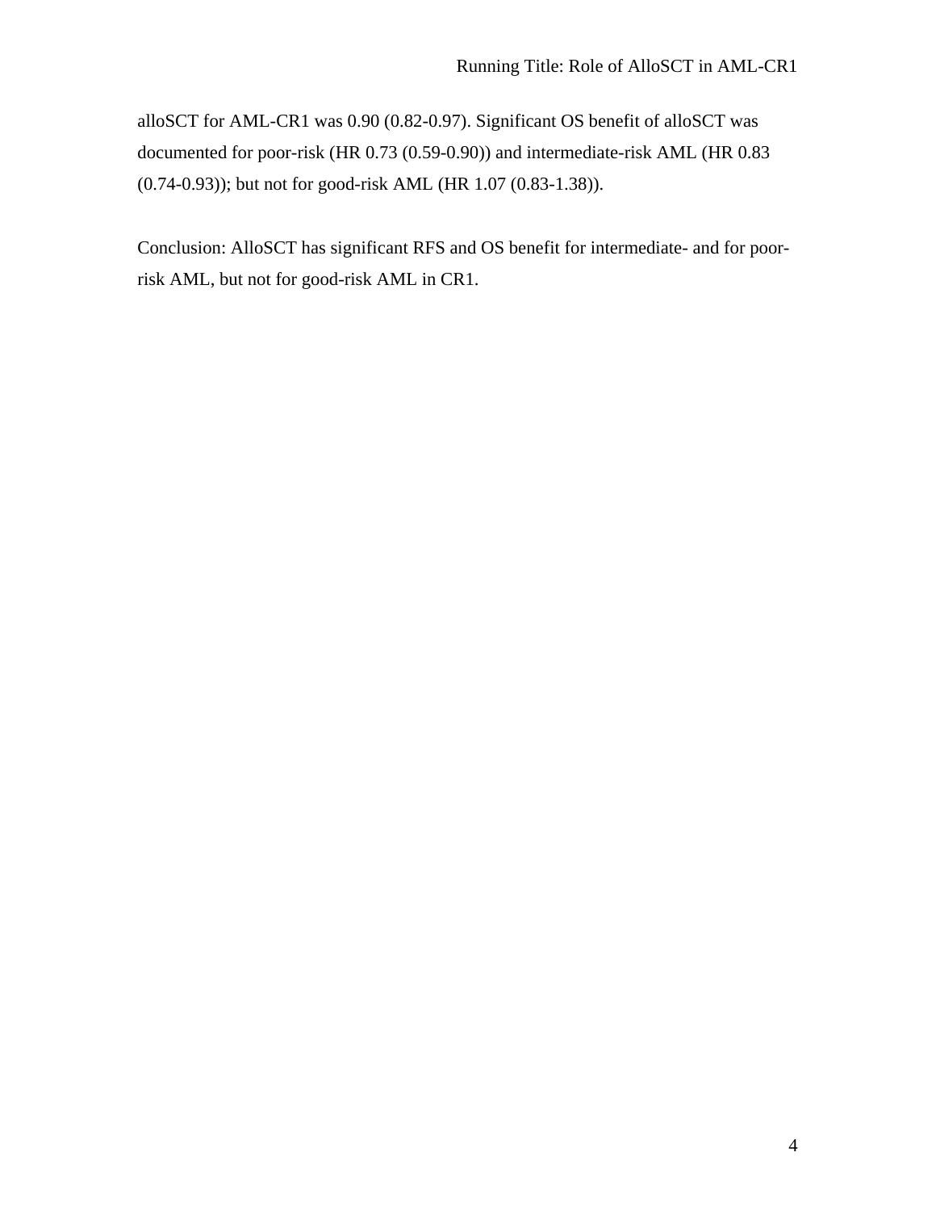alloSCT for AML-CR1 was 0.90 (0.82-0.97). Significant OS benefit of alloSCT was documented for poor-risk (HR 0.73 (0.59-0.90)) and intermediate-risk AML (HR 0.83 (0.74-0.93)); but not for good-risk AML (HR 1.07 (0.83-1.38)).

Conclusion: AlloSCT has significant RFS and OS benefit for intermediate- and for poor-risk AML, but not for good-risk AML in CR1.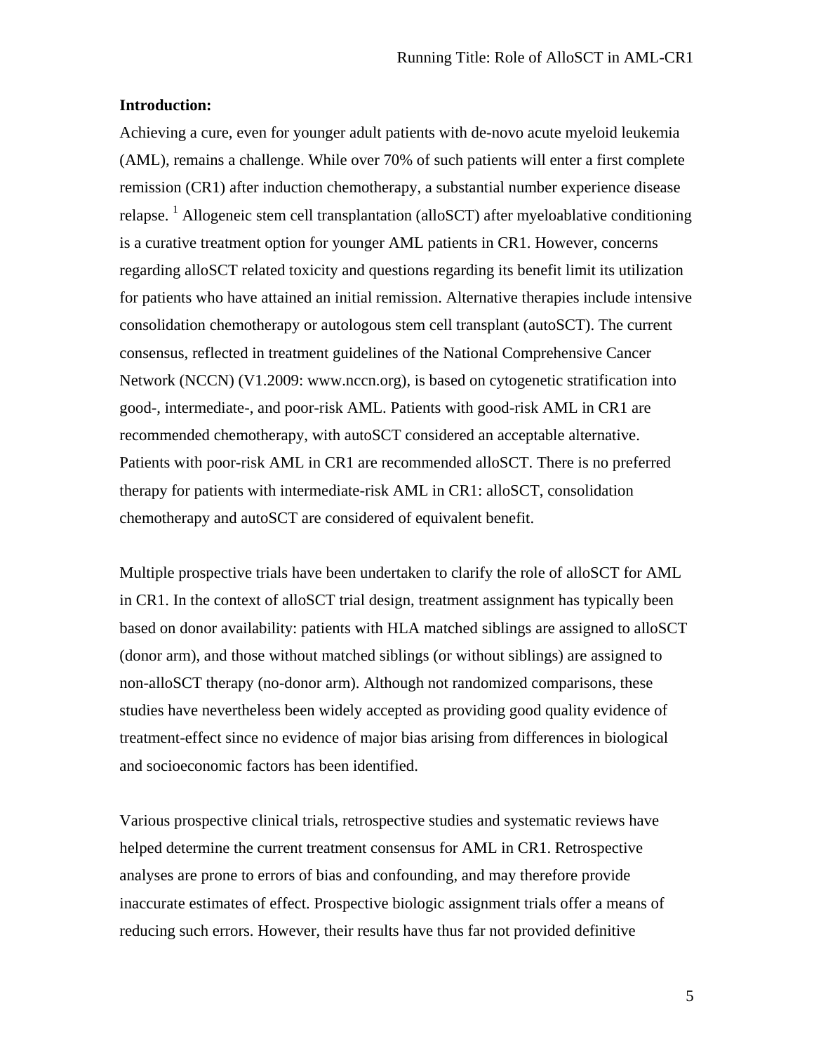**Introduction:**

Achieving a cure, even for younger adult patients with de-novo acute myeloid leukemia (AML), remains a challenge. While over 70% of such patients will enter a first complete remission (CR1) after induction chemotherapy, a substantial number experience disease relapse. [1] Allogeneic stem cell transplantation (alloSCT) after myeloablative conditioning is a curative treatment option for younger AML patients in CR1. However, concerns regarding alloSCT related toxicity and questions regarding its benefit limit its utilization for patients who have attained an initial remission. Alternative therapies include intensive consolidation chemotherapy or autologous stem cell transplant (autoSCT). The current consensus, reflected in treatment guidelines of the National Comprehensive Cancer Network (NCCN) (V1.2009: www.nccn.org), is based on cytogenetic stratification into good-, intermediate-, and poor-risk AML. Patients with good-risk AML in CR1 are recommended chemotherapy, with autoSCT considered an acceptable alternative. Patients with poor-risk AML in CR1 are recommended alloSCT. There is no preferred therapy for patients with intermediate-risk AML in CR1: alloSCT, consolidation chemotherapy and autoSCT are considered of equivalent benefit.

Multiple prospective trials have been undertaken to clarify the role of alloSCT for AML in CR1. In the context of alloSCT trial design, treatment assignment has typically been based on donor availability: patients with HLA matched siblings are assigned to alloSCT (donor arm), and those without matched siblings (or without siblings) are assigned to non-alloSCT therapy (no-donor arm). Although not randomized comparisons, these studies have nevertheless been widely accepted as providing good quality evidence of treatment-effect since no evidence of major bias arising from differences in biological and socioeconomic factors has been identified.

Various prospective clinical trials, retrospective studies and systematic reviews have helped determine the current treatment consensus for AML in CR1. Retrospective analyses are prone to errors of bias and confounding, and may therefore provide inaccurate estimates of effect. Prospective biologic assignment trials offer a means of reducing such errors. However, their results have thus far not provided definitive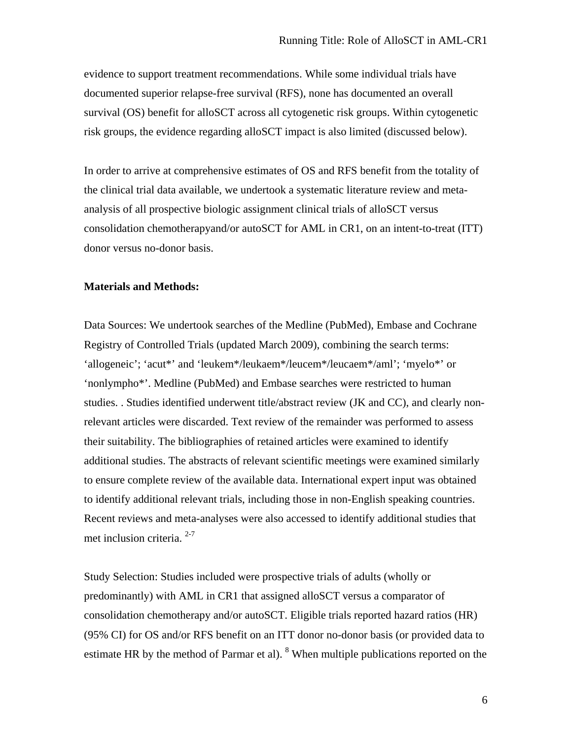evidence to support treatment recommendations. While some individual trials have documented superior relapse-free survival (RFS), none has documented an overall survival (OS) benefit for alloSCT across all cytogenetic risk groups. Within cytogenetic risk groups, the evidence regarding alloSCT impact is also limited (discussed below).

In order to arrive at comprehensive estimates of OS and RFS benefit from the totality of the clinical trial data available, we undertook a systematic literature review and meta-analysis of all prospective biologic assignment clinical trials of alloSCT versus consolidation chemotherapyand/or autoSCT for AML in CR1, on an intent-to-treat (ITT) donor versus no-donor basis.

**Materials and Methods:**

Data Sources: We undertook searches of the Medline (PubMed), Embase and Cochrane Registry of Controlled Trials (updated March 2009), combining the search terms: 'allogeneic'; 'acut*' and 'leukem*/leukaem*/leucem*/leucaem*/aml'; 'myelo*' or 'nonlympho*'. Medline (PubMed) and Embase searches were restricted to human studies. . Studies identified underwent title/abstract review (JK and CC), and clearly non-relevant articles were discarded. Text review of the remainder was performed to assess their suitability. The bibliographies of retained articles were examined to identify additional studies. The abstracts of relevant scientific meetings were examined similarly to ensure complete review of the available data. International expert input was obtained to identify additional relevant trials, including those in non-English speaking countries. Recent reviews and meta-analyses were also accessed to identify additional studies that met inclusion criteria. [2-7]

Study Selection: Studies included were prospective trials of adults (wholly or predominantly) with AML in CR1 that assigned alloSCT versus a comparator of consolidation chemotherapy and/or autoSCT. Eligible trials reported hazard ratios (HR) (95% CI) for OS and/or RFS benefit on an ITT donor no-donor basis (or provided data to estimate HR by the method of Parmar et al). [8] When multiple publications reported on the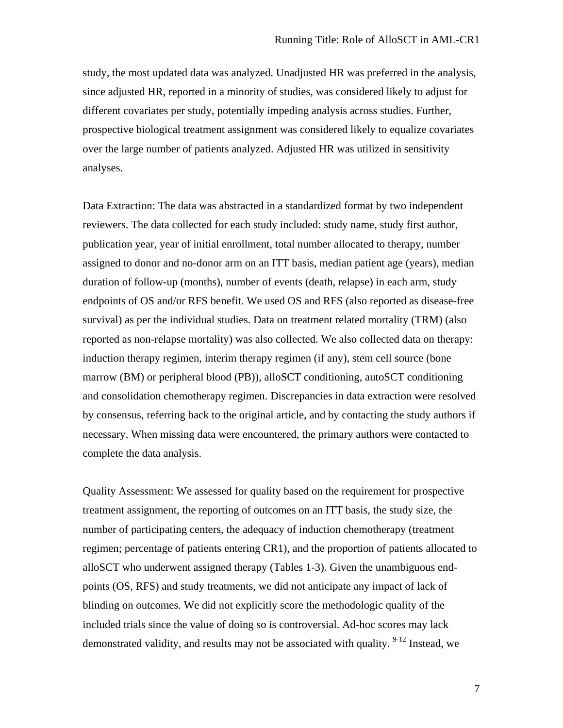study, the most updated data was analyzed. Unadjusted HR was preferred in the analysis, since adjusted HR, reported in a minority of studies, was considered likely to adjust for different covariates per study, potentially impeding analysis across studies. Further, prospective biological treatment assignment was considered likely to equalize covariates over the large number of patients analyzed. Adjusted HR was utilized in sensitivity analyses.

Data Extraction: The data was abstracted in a standardized format by two independent reviewers. The data collected for each study included: study name, study first author, publication year, year of initial enrollment, total number allocated to therapy, number assigned to donor and no-donor arm on an ITT basis, median patient age (years), median duration of follow-up (months), number of events (death, relapse) in each arm, study endpoints of OS and/or RFS benefit. We used OS and RFS (also reported as disease-free survival) as per the individual studies. Data on treatment related mortality (TRM) (also reported as non-relapse mortality) was also collected. We also collected data on therapy: induction therapy regimen, interim therapy regimen (if any), stem cell source (bone marrow (BM) or peripheral blood (PB)), alloSCT conditioning, autoSCT conditioning and consolidation chemotherapy regimen. Discrepancies in data extraction were resolved by consensus, referring back to the original article, and by contacting the study authors if necessary. When missing data were encountered, the primary authors were contacted to complete the data analysis.

Quality Assessment: We assessed for quality based on the requirement for prospective treatment assignment, the reporting of outcomes on an ITT basis, the study size, the number of participating centers, the adequacy of induction chemotherapy (treatment regimen; percentage of patients entering CR1), and the proportion of patients allocated to alloSCT who underwent assigned therapy (Tables 1-3). Given the unambiguous end-points (OS, RFS) and study treatments, we did not anticipate any impact of lack of blinding on outcomes. We did not explicitly score the methodologic quality of the included trials since the value of doing so is controversial. Ad-hoc scores may lack demonstrated validity, and results may not be associated with quality. [9-12] Instead, we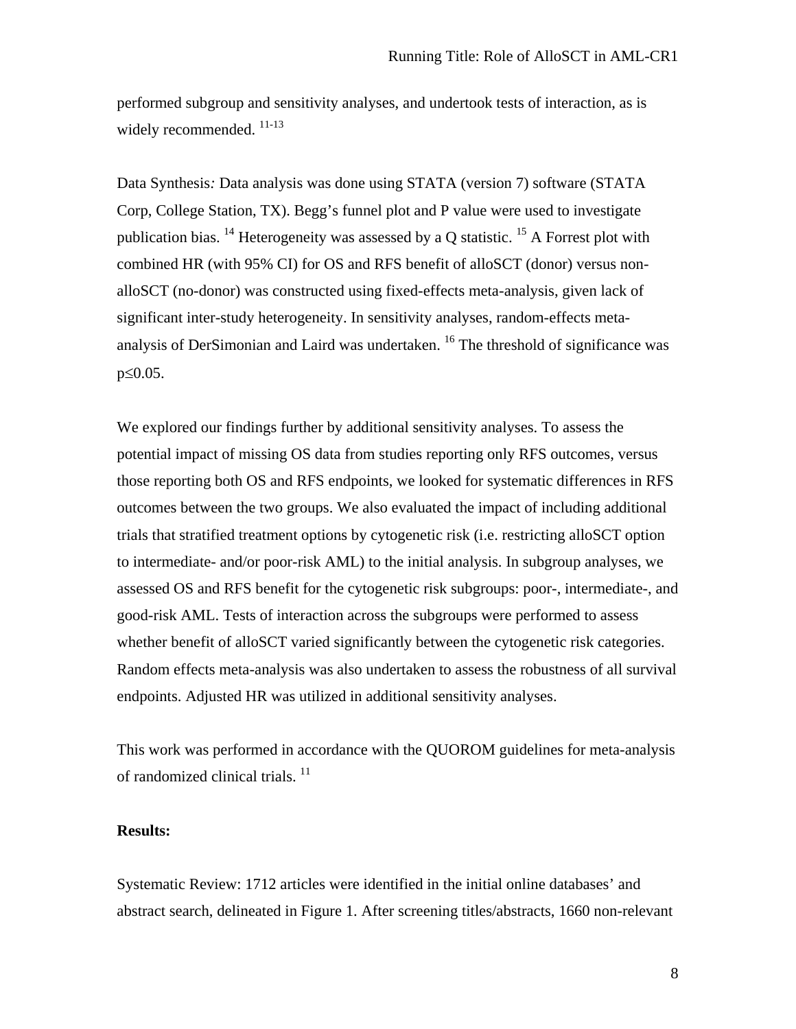performed subgroup and sensitivity analyses, and undertook tests of interaction, as is widely recommended. [11-13]

Data Synthesis*:* Data analysis was done using STATA (version 7) software (STATA Corp, College Station, TX). Begg's funnel plot and P value were used to investigate publication bias. [14] Heterogeneity was assessed by a Q statistic. [15] A Forrest plot with combined HR (with 95% CI) for OS and RFS benefit of alloSCT (donor) versus non-alloSCT (no-donor) was constructed using fixed-effects meta-analysis, given lack of significant inter-study heterogeneity. In sensitivity analyses, random-effects meta-analysis of DerSimonian and Laird was undertaken. [16] The threshold of significance was $p \leq 0.05$.

We explored our findings further by additional sensitivity analyses. To assess the potential impact of missing OS data from studies reporting only RFS outcomes, versus those reporting both OS and RFS endpoints, we looked for systematic differences in RFS outcomes between the two groups. We also evaluated the impact of including additional trials that stratified treatment options by cytogenetic risk (i.e. restricting alloSCT option to intermediate- and/or poor-risk AML) to the initial analysis. In subgroup analyses, we assessed OS and RFS benefit for the cytogenetic risk subgroups: poor-, intermediate-, and good-risk AML. Tests of interaction across the subgroups were performed to assess whether benefit of alloSCT varied significantly between the cytogenetic risk categories. Random effects meta-analysis was also undertaken to assess the robustness of all survival endpoints. Adjusted HR was utilized in additional sensitivity analyses.

This work was performed in accordance with the QUOROM guidelines for meta-analysis of randomized clinical trials. [11]

**Results:**

Systematic Review: 1712 articles were identified in the initial online databases' and abstract search, delineated in Figure 1. After screening titles/abstracts, 1660 non-relevant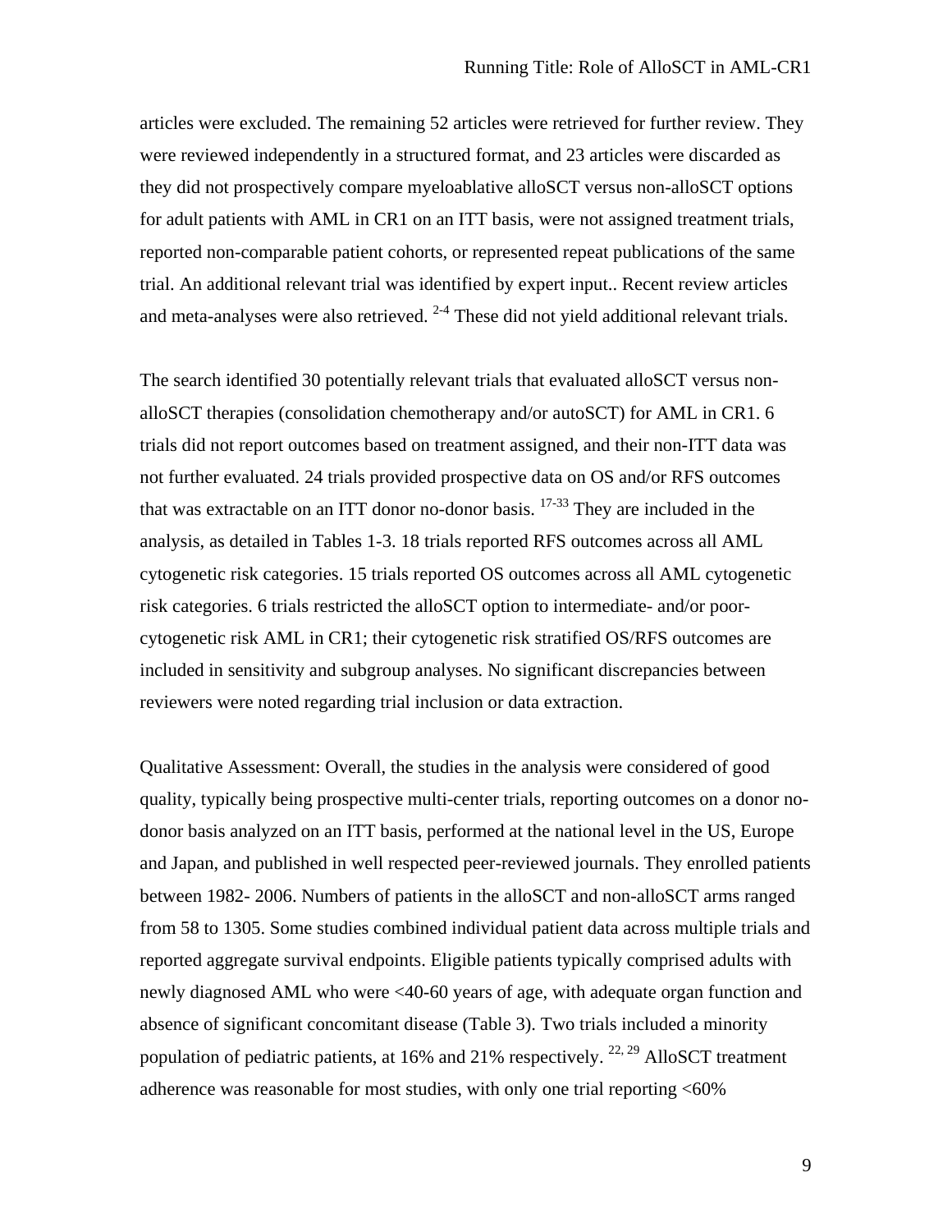articles were excluded. The remaining 52 articles were retrieved for further review. They were reviewed independently in a structured format, and 23 articles were discarded as they did not prospectively compare myeloablative alloSCT versus non-alloSCT options for adult patients with AML in CR1 on an ITT basis, were not assigned treatment trials, reported non-comparable patient cohorts, or represented repeat publications of the same trial. An additional relevant trial was identified by expert input.. Recent review articles and meta-analyses were also retrieved. [2-4] These did not yield additional relevant trials.

The search identified 30 potentially relevant trials that evaluated alloSCT versus non-alloSCT therapies (consolidation chemotherapy and/or autoSCT) for AML in CR1. 6 trials did not report outcomes based on treatment assigned, and their non-ITT data was not further evaluated. 24 trials provided prospective data on OS and/or RFS outcomes that was extractable on an ITT donor no-donor basis. [17-33] They are included in the analysis, as detailed in Tables 1-3. 18 trials reported RFS outcomes across all AML cytogenetic risk categories. 15 trials reported OS outcomes across all AML cytogenetic risk categories. 6 trials restricted the alloSCT option to intermediate- and/or poor-cytogenetic risk AML in CR1; their cytogenetic risk stratified OS/RFS outcomes are included in sensitivity and subgroup analyses. No significant discrepancies between reviewers were noted regarding trial inclusion or data extraction.

Qualitative Assessment: Overall, the studies in the analysis were considered of good quality, typically being prospective multi-center trials, reporting outcomes on a donor no-donor basis analyzed on an ITT basis, performed at the national level in the US, Europe and Japan, and published in well respected peer-reviewed journals. They enrolled patients between 1982- 2006. Numbers of patients in the alloSCT and non-alloSCT arms ranged from 58 to 1305. Some studies combined individual patient data across multiple trials and reported aggregate survival endpoints. Eligible patients typically comprised adults with newly diagnosed AML who were <40-60 years of age, with adequate organ function and absence of significant concomitant disease (Table 3). Two trials included a minority population of pediatric patients, at 16% and 21% respectively. [22, 29] AlloSCT treatment adherence was reasonable for most studies, with only one trial reporting <60%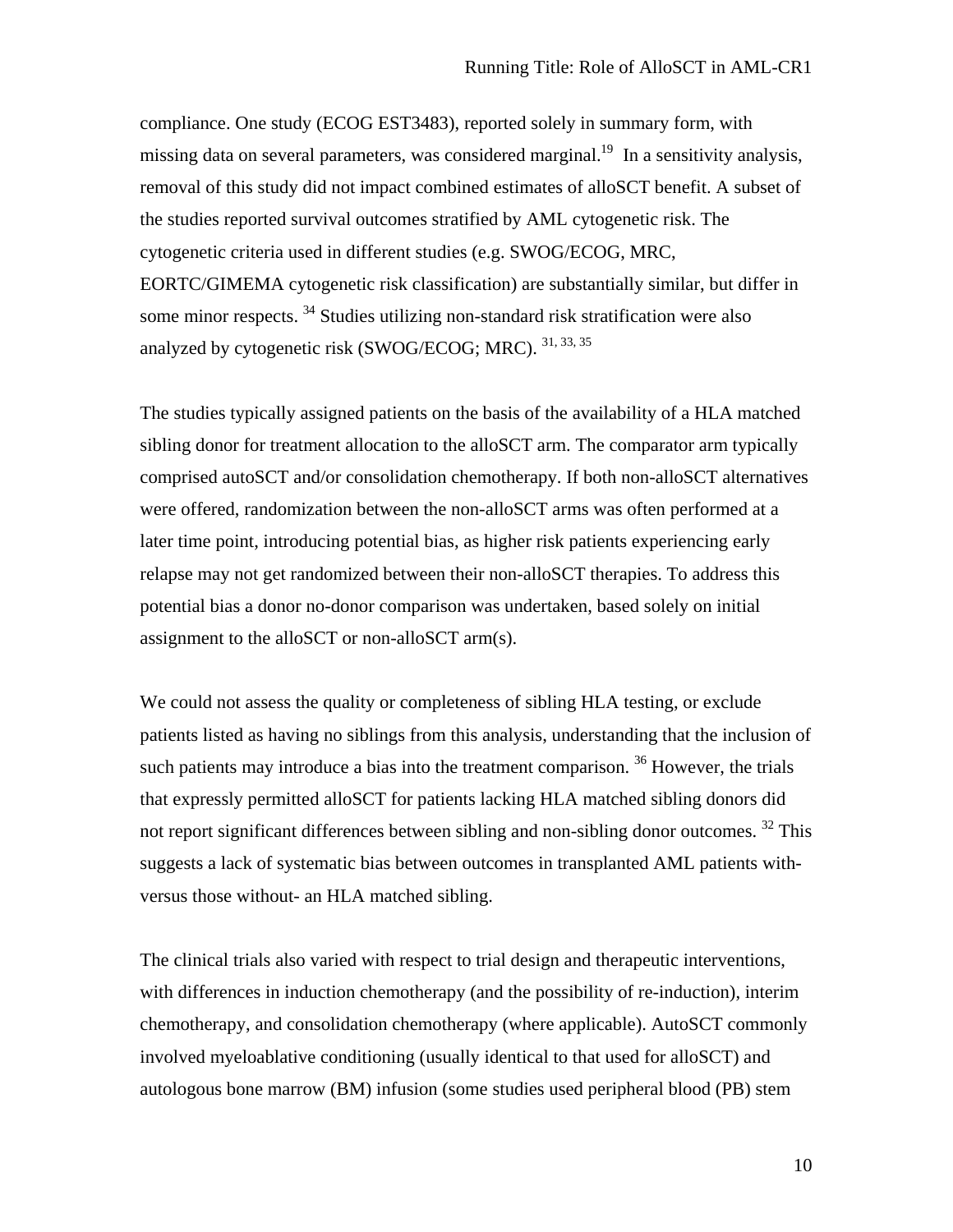compliance. One study (ECOG EST3483), reported solely in summary form, with missing data on several parameters, was considered marginal.[19] In a sensitivity analysis, removal of this study did not impact combined estimates of alloSCT benefit. A subset of the studies reported survival outcomes stratified by AML cytogenetic risk. The cytogenetic criteria used in different studies (e.g. SWOG/ECOG, MRC, EORTC/GIMEMA cytogenetic risk classification) are substantially similar, but differ in some minor respects.[34] Studies utilizing non-standard risk stratification were also analyzed by cytogenetic risk (SWOG/ECOG; MRC).[31, 33, 35]

The studies typically assigned patients on the basis of the availability of a HLA matched sibling donor for treatment allocation to the alloSCT arm. The comparator arm typically comprised autoSCT and/or consolidation chemotherapy. If both non-alloSCT alternatives were offered, randomization between the non-alloSCT arms was often performed at a later time point, introducing potential bias, as higher risk patients experiencing early relapse may not get randomized between their non-alloSCT therapies. To address this potential bias a donor no-donor comparison was undertaken, based solely on initial assignment to the alloSCT or non-alloSCT arm(s).

We could not assess the quality or completeness of sibling HLA testing, or exclude patients listed as having no siblings from this analysis, understanding that the inclusion of such patients may introduce a bias into the treatment comparison.[36] However, the trials that expressly permitted alloSCT for patients lacking HLA matched sibling donors did not report significant differences between sibling and non-sibling donor outcomes.[32] This suggests a lack of systematic bias between outcomes in transplanted AML patients with- versus those without- an HLA matched sibling.

The clinical trials also varied with respect to trial design and therapeutic interventions, with differences in induction chemotherapy (and the possibility of re-induction), interim chemotherapy, and consolidation chemotherapy (where applicable). AutoSCT commonly involved myeloablative conditioning (usually identical to that used for alloSCT) and autologous bone marrow (BM) infusion (some studies used peripheral blood (PB) stem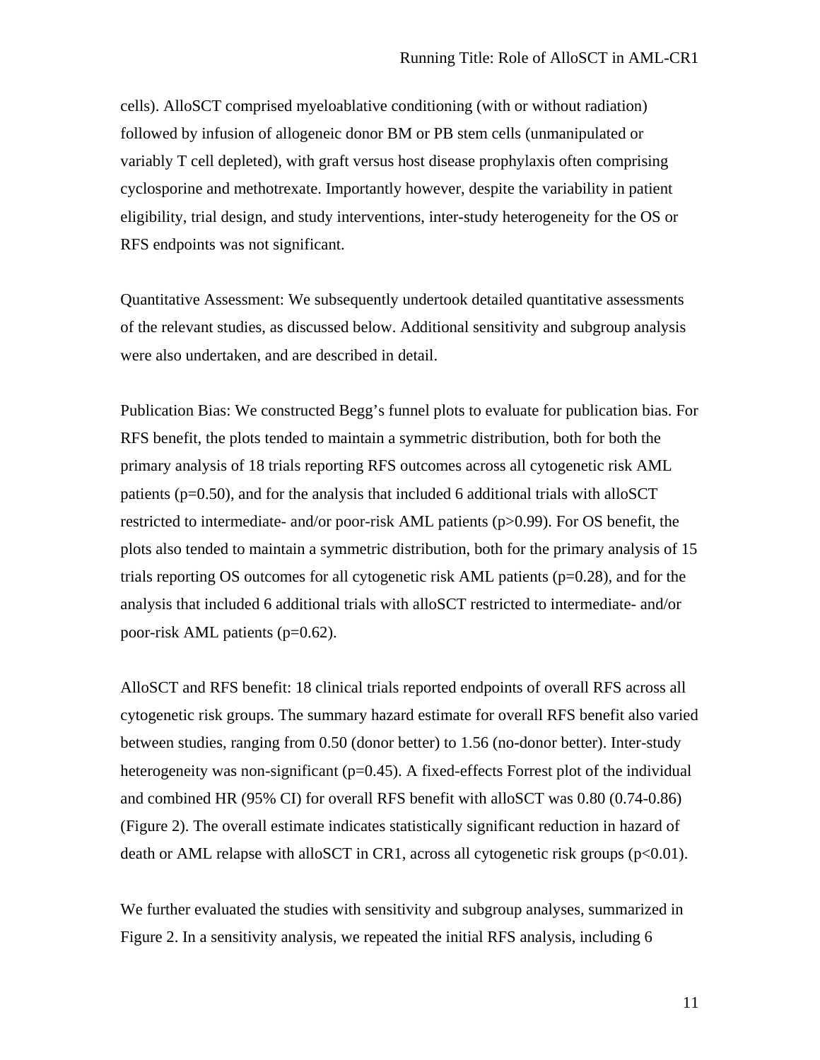cells). AlloSCT comprised myeloablative conditioning (with or without radiation) followed by infusion of allogeneic donor BM or PB stem cells (unmanipulated or variably T cell depleted), with graft versus host disease prophylaxis often comprising cyclosporine and methotrexate. Importantly however, despite the variability in patient eligibility, trial design, and study interventions, inter-study heterogeneity for the OS or RFS endpoints was not significant.

Quantitative Assessment: We subsequently undertook detailed quantitative assessments of the relevant studies, as discussed below. Additional sensitivity and subgroup analysis were also undertaken, and are described in detail.

Publication Bias: We constructed Begg's funnel plots to evaluate for publication bias. For RFS benefit, the plots tended to maintain a symmetric distribution, both for both the primary analysis of 18 trials reporting RFS outcomes across all cytogenetic risk AML patients (p=0.50), and for the analysis that included 6 additional trials with alloSCT restricted to intermediate- and/or poor-risk AML patients (p>0.99). For OS benefit, the plots also tended to maintain a symmetric distribution, both for the primary analysis of 15 trials reporting OS outcomes for all cytogenetic risk AML patients (p=0.28), and for the analysis that included 6 additional trials with alloSCT restricted to intermediate- and/or poor-risk AML patients (p=0.62).

AlloSCT and RFS benefit: 18 clinical trials reported endpoints of overall RFS across all cytogenetic risk groups. The summary hazard estimate for overall RFS benefit also varied between studies, ranging from 0.50 (donor better) to 1.56 (no-donor better). Inter-study heterogeneity was non-significant (p=0.45). A fixed-effects Forrest plot of the individual and combined HR (95% CI) for overall RFS benefit with alloSCT was 0.80 (0.74-0.86) (Figure 2). The overall estimate indicates statistically significant reduction in hazard of death or AML relapse with alloSCT in CR1, across all cytogenetic risk groups (p<0.01).

We further evaluated the studies with sensitivity and subgroup analyses, summarized in Figure 2. In a sensitivity analysis, we repeated the initial RFS analysis, including 6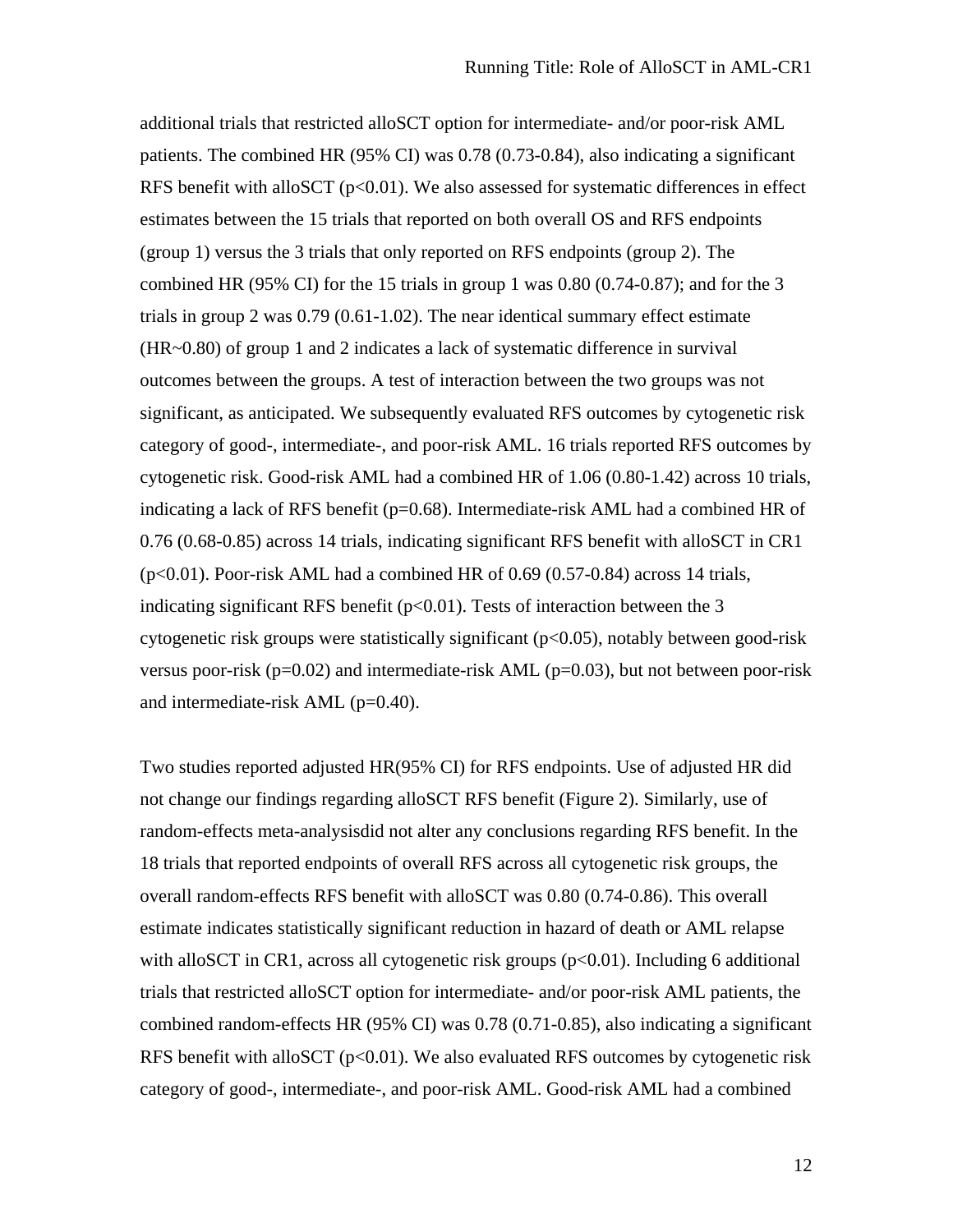additional trials that restricted alloSCT option for intermediate- and/or poor-risk AML patients. The combined HR (95% CI) was 0.78 (0.73-0.84), also indicating a significant RFS benefit with alloSCT ($p<0.01$). We also assessed for systematic differences in effect estimates between the 15 trials that reported on both overall OS and RFS endpoints (group 1) versus the 3 trials that only reported on RFS endpoints (group 2). The combined HR (95% CI) for the 15 trials in group 1 was 0.80 (0.74-0.87); and for the 3 trials in group 2 was 0.79 (0.61-1.02). The near identical summary effect estimate (HR~0.80) of group 1 and 2 indicates a lack of systematic difference in survival outcomes between the groups. A test of interaction between the two groups was not significant, as anticipated. We subsequently evaluated RFS outcomes by cytogenetic risk category of good-, intermediate-, and poor-risk AML. 16 trials reported RFS outcomes by cytogenetic risk. Good-risk AML had a combined HR of 1.06 (0.80-1.42) across 10 trials, indicating a lack of RFS benefit ($p=0.68$). Intermediate-risk AML had a combined HR of 0.76 (0.68-0.85) across 14 trials, indicating significant RFS benefit with alloSCT in CR1 ($p<0.01$). Poor-risk AML had a combined HR of 0.69 (0.57-0.84) across 14 trials, indicating significant RFS benefit ($p<0.01$). Tests of interaction between the 3 cytogenetic risk groups were statistically significant ($p<0.05$), notably between good-risk versus poor-risk ($p=0.02$) and intermediate-risk AML ($p=0.03$), but not between poor-risk and intermediate-risk AML ($p=0.40$).

Two studies reported adjusted HR(95% CI) for RFS endpoints. Use of adjusted HR did not change our findings regarding alloSCT RFS benefit (Figure 2). Similarly, use of random-effects meta-analysisdid not alter any conclusions regarding RFS benefit. In the 18 trials that reported endpoints of overall RFS across all cytogenetic risk groups, the overall random-effects RFS benefit with alloSCT was 0.80 (0.74-0.86). This overall estimate indicates statistically significant reduction in hazard of death or AML relapse with alloSCT in CR1, across all cytogenetic risk groups ($p<0.01$). Including 6 additional trials that restricted alloSCT option for intermediate- and/or poor-risk AML patients, the combined random-effects HR (95% CI) was 0.78 (0.71-0.85), also indicating a significant RFS benefit with alloSCT ($p<0.01$). We also evaluated RFS outcomes by cytogenetic risk category of good-, intermediate-, and poor-risk AML. Good-risk AML had a combined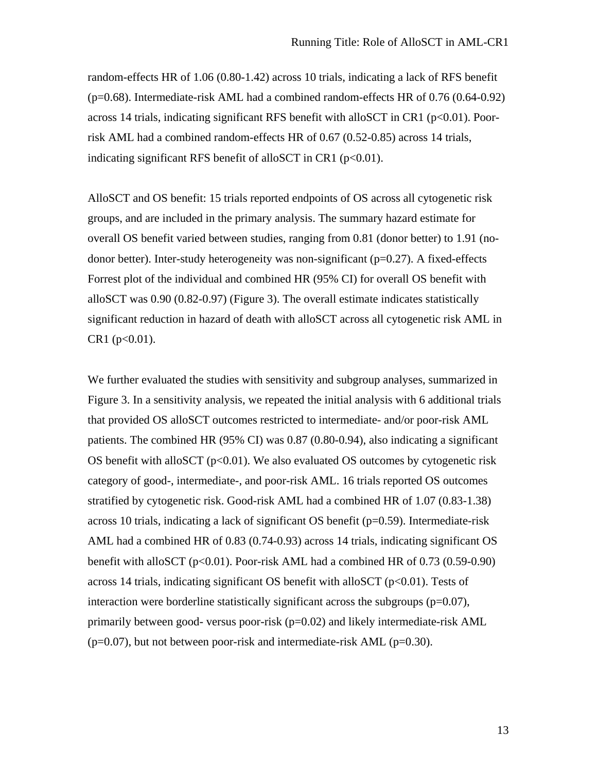random-effects HR of 1.06 (0.80-1.42) across 10 trials, indicating a lack of RFS benefit ($p=0.68$). Intermediate-risk AML had a combined random-effects HR of 0.76 (0.64-0.92) across 14 trials, indicating significant RFS benefit with alloSCT in CR1 ($p<0.01$). Poor-risk AML had a combined random-effects HR of 0.67 (0.52-0.85) across 14 trials, indicating significant RFS benefit of alloSCT in CR1 ($p<0.01$).

AlloSCT and OS benefit: 15 trials reported endpoints of OS across all cytogenetic risk groups, and are included in the primary analysis. The summary hazard estimate for overall OS benefit varied between studies, ranging from 0.81 (donor better) to 1.91 (no-donor better). Inter-study heterogeneity was non-significant ($p=0.27$). A fixed-effects Forrest plot of the individual and combined HR (95% CI) for overall OS benefit with alloSCT was 0.90 (0.82-0.97) (Figure 3). The overall estimate indicates statistically significant reduction in hazard of death with alloSCT across all cytogenetic risk AML in CR1 ($p<0.01$).

We further evaluated the studies with sensitivity and subgroup analyses, summarized in Figure 3. In a sensitivity analysis, we repeated the initial analysis with 6 additional trials that provided OS alloSCT outcomes restricted to intermediate- and/or poor-risk AML patients. The combined HR (95% CI) was 0.87 (0.80-0.94), also indicating a significant OS benefit with alloSCT ($p<0.01$). We also evaluated OS outcomes by cytogenetic risk category of good-, intermediate-, and poor-risk AML. 16 trials reported OS outcomes stratified by cytogenetic risk. Good-risk AML had a combined HR of 1.07 (0.83-1.38) across 10 trials, indicating a lack of significant OS benefit ($p=0.59$). Intermediate-risk AML had a combined HR of 0.83 (0.74-0.93) across 14 trials, indicating significant OS benefit with alloSCT ($p<0.01$). Poor-risk AML had a combined HR of 0.73 (0.59-0.90) across 14 trials, indicating significant OS benefit with alloSCT ($p<0.01$). Tests of interaction were borderline statistically significant across the subgroups ($p=0.07$), primarily between good- versus poor-risk ($p=0.02$) and likely intermediate-risk AML ($p=0.07$), but not between poor-risk and intermediate-risk AML ($p=0.30$).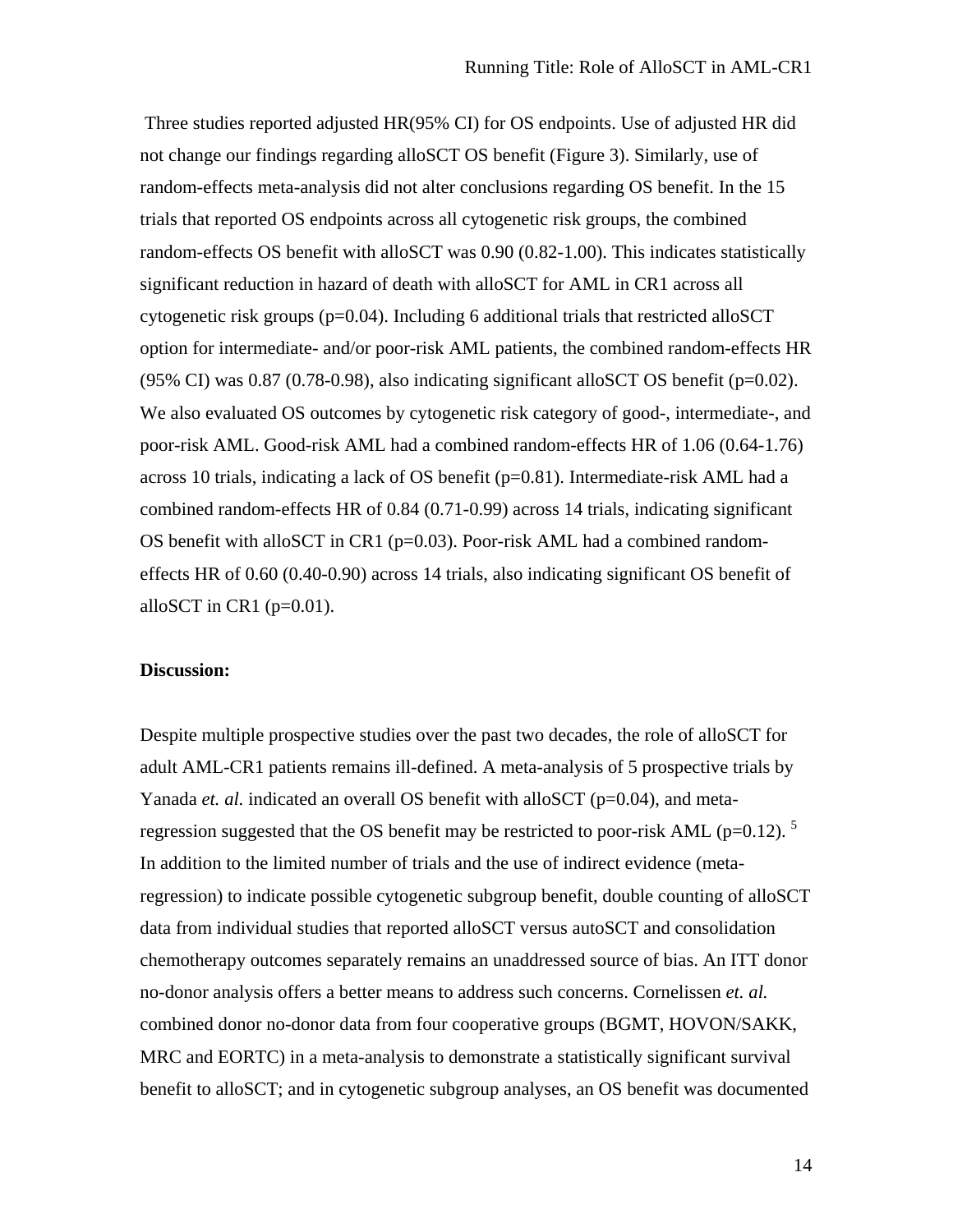Three studies reported adjusted HR(95% CI) for OS endpoints. Use of adjusted HR did not change our findings regarding alloSCT OS benefit (Figure 3). Similarly, use of random-effects meta-analysis did not alter conclusions regarding OS benefit. In the 15 trials that reported OS endpoints across all cytogenetic risk groups, the combined random-effects OS benefit with alloSCT was 0.90 (0.82-1.00). This indicates statistically significant reduction in hazard of death with alloSCT for AML in CR1 across all cytogenetic risk groups (p=0.04). Including 6 additional trials that restricted alloSCT option for intermediate- and/or poor-risk AML patients, the combined random-effects HR (95% CI) was 0.87 (0.78-0.98), also indicating significant alloSCT OS benefit (p=0.02). We also evaluated OS outcomes by cytogenetic risk category of good-, intermediate-, and poor-risk AML. Good-risk AML had a combined random-effects HR of 1.06 (0.64-1.76) across 10 trials, indicating a lack of OS benefit (p=0.81). Intermediate-risk AML had a combined random-effects HR of 0.84 (0.71-0.99) across 14 trials, indicating significant OS benefit with alloSCT in CR1 (p=0.03). Poor-risk AML had a combined random-effects HR of 0.60 (0.40-0.90) across 14 trials, also indicating significant OS benefit of alloSCT in CR1 (p=0.01).

**Discussion:**

Despite multiple prospective studies over the past two decades, the role of alloSCT for adult AML-CR1 patients remains ill-defined. A meta-analysis of 5 prospective trials by Yanada *et. al.* indicated an overall OS benefit with alloSCT (p=0.04), and meta-regression suggested that the OS benefit may be restricted to poor-risk AML (p=0.12).[5] In addition to the limited number of trials and the use of indirect evidence (meta-regression) to indicate possible cytogenetic subgroup benefit, double counting of alloSCT data from individual studies that reported alloSCT versus autoSCT and consolidation chemotherapy outcomes separately remains an unaddressed source of bias. An ITT donor no-donor analysis offers a better means to address such concerns. Cornelissen *et. al.* combined donor no-donor data from four cooperative groups (BGMT, HOVON/SAKK, MRC and EORTC) in a meta-analysis to demonstrate a statistically significant survival benefit to alloSCT; and in cytogenetic subgroup analyses, an OS benefit was documented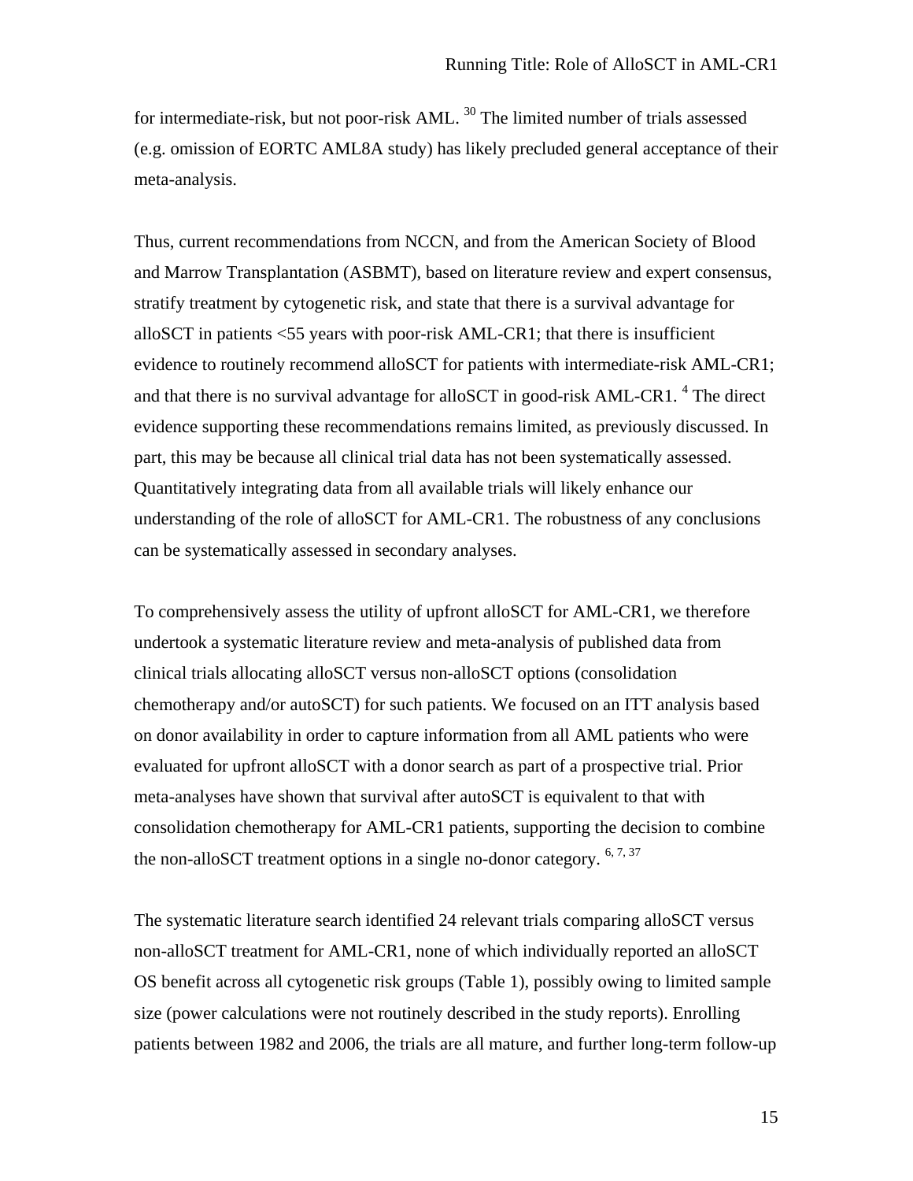for intermediate-risk, but not poor-risk AML. [30] The limited number of trials assessed (e.g. omission of EORTC AML8A study) has likely precluded general acceptance of their meta-analysis.

Thus, current recommendations from NCCN, and from the American Society of Blood and Marrow Transplantation (ASBMT), based on literature review and expert consensus, stratify treatment by cytogenetic risk, and state that there is a survival advantage for alloSCT in patients <55 years with poor-risk AML-CR1; that there is insufficient evidence to routinely recommend alloSCT for patients with intermediate-risk AML-CR1; and that there is no survival advantage for alloSCT in good-risk AML-CR1. [4] The direct evidence supporting these recommendations remains limited, as previously discussed. In part, this may be because all clinical trial data has not been systematically assessed. Quantitatively integrating data from all available trials will likely enhance our understanding of the role of alloSCT for AML-CR1. The robustness of any conclusions can be systematically assessed in secondary analyses.

To comprehensively assess the utility of upfront alloSCT for AML-CR1, we therefore undertook a systematic literature review and meta-analysis of published data from clinical trials allocating alloSCT versus non-alloSCT options (consolidation chemotherapy and/or autoSCT) for such patients. We focused on an ITT analysis based on donor availability in order to capture information from all AML patients who were evaluated for upfront alloSCT with a donor search as part of a prospective trial. Prior meta-analyses have shown that survival after autoSCT is equivalent to that with consolidation chemotherapy for AML-CR1 patients, supporting the decision to combine the non-alloSCT treatment options in a single no-donor category. [6, 7, 37]

The systematic literature search identified 24 relevant trials comparing alloSCT versus non-alloSCT treatment for AML-CR1, none of which individually reported an alloSCT OS benefit across all cytogenetic risk groups (Table 1), possibly owing to limited sample size (power calculations were not routinely described in the study reports). Enrolling patients between 1982 and 2006, the trials are all mature, and further long-term follow-up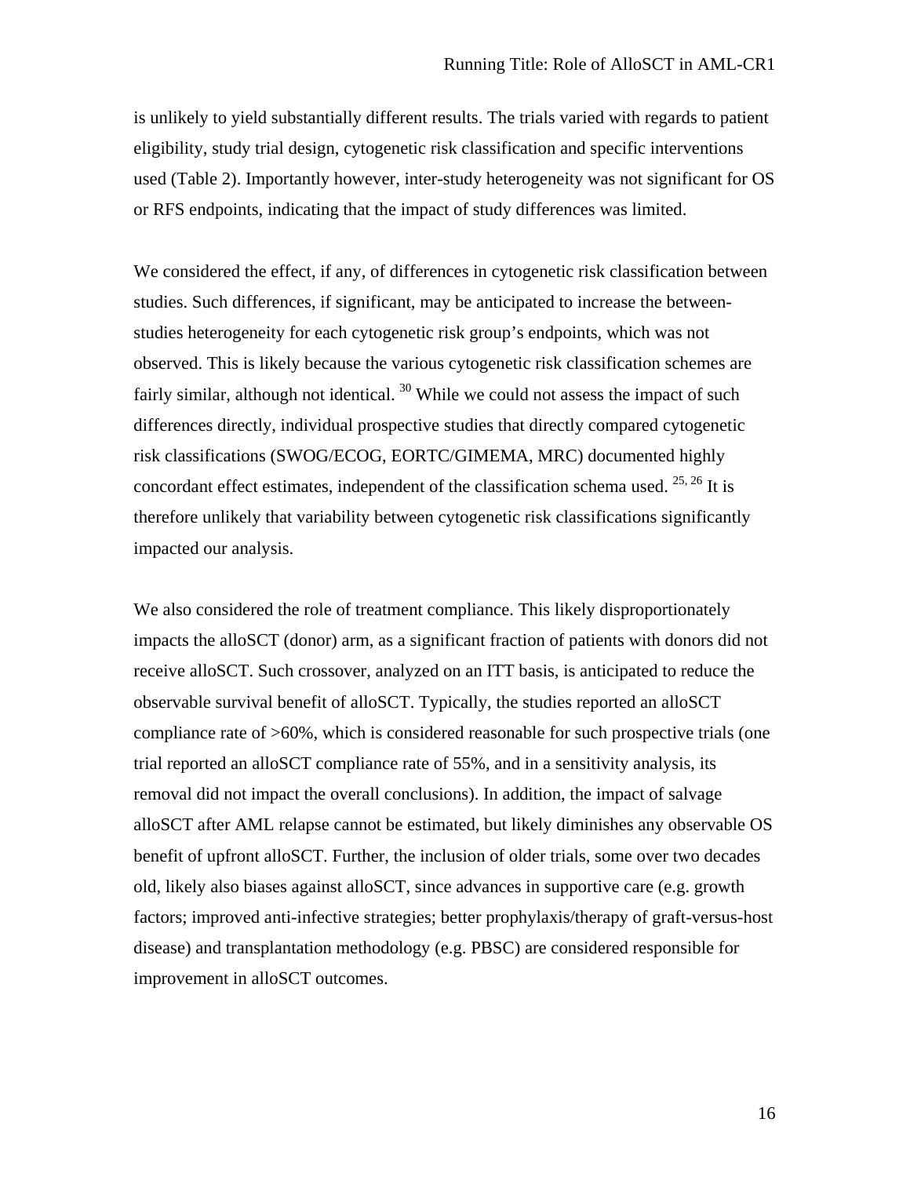is unlikely to yield substantially different results. The trials varied with regards to patient eligibility, study trial design, cytogenetic risk classification and specific interventions used (Table 2). Importantly however, inter-study heterogeneity was not significant for OS or RFS endpoints, indicating that the impact of study differences was limited.

We considered the effect, if any, of differences in cytogenetic risk classification between studies. Such differences, if significant, may be anticipated to increase the between-studies heterogeneity for each cytogenetic risk group's endpoints, which was not observed. This is likely because the various cytogenetic risk classification schemes are fairly similar, although not identical. [30] While we could not assess the impact of such differences directly, individual prospective studies that directly compared cytogenetic risk classifications (SWOG/ECOG, EORTC/GIMEMA, MRC) documented highly concordant effect estimates, independent of the classification schema used. [25, 26] It is therefore unlikely that variability between cytogenetic risk classifications significantly impacted our analysis.

We also considered the role of treatment compliance. This likely disproportionately impacts the alloSCT (donor) arm, as a significant fraction of patients with donors did not receive alloSCT. Such crossover, analyzed on an ITT basis, is anticipated to reduce the observable survival benefit of alloSCT. Typically, the studies reported an alloSCT compliance rate of >60%, which is considered reasonable for such prospective trials (one trial reported an alloSCT compliance rate of 55%, and in a sensitivity analysis, its removal did not impact the overall conclusions). In addition, the impact of salvage alloSCT after AML relapse cannot be estimated, but likely diminishes any observable OS benefit of upfront alloSCT. Further, the inclusion of older trials, some over two decades old, likely also biases against alloSCT, since advances in supportive care (e.g. growth factors; improved anti-infective strategies; better prophylaxis/therapy of graft-versus-host disease) and transplantation methodology (e.g. PBSC) are considered responsible for improvement in alloSCT outcomes.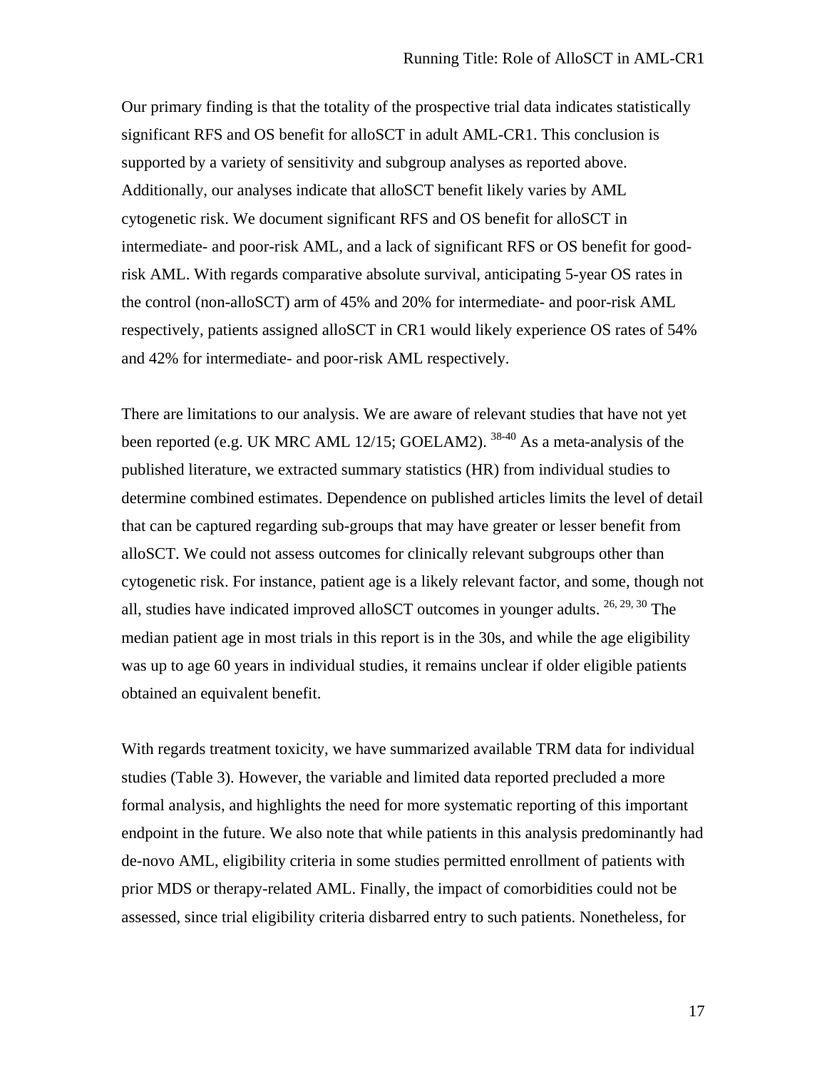Our primary finding is that the totality of the prospective trial data indicates statistically significant RFS and OS benefit for alloSCT in adult AML-CR1. This conclusion is supported by a variety of sensitivity and subgroup analyses as reported above. Additionally, our analyses indicate that alloSCT benefit likely varies by AML cytogenetic risk. We document significant RFS and OS benefit for alloSCT in intermediate- and poor-risk AML, and a lack of significant RFS or OS benefit for good-risk AML. With regards comparative absolute survival, anticipating 5-year OS rates in the control (non-alloSCT) arm of 45% and 20% for intermediate- and poor-risk AML respectively, patients assigned alloSCT in CR1 would likely experience OS rates of 54% and 42% for intermediate- and poor-risk AML respectively.

There are limitations to our analysis. We are aware of relevant studies that have not yet been reported (e.g. UK MRC AML 12/15; GOELAM2). [38-40] As a meta-analysis of the published literature, we extracted summary statistics (HR) from individual studies to determine combined estimates. Dependence on published articles limits the level of detail that can be captured regarding sub-groups that may have greater or lesser benefit from alloSCT. We could not assess outcomes for clinically relevant subgroups other than cytogenetic risk. For instance, patient age is a likely relevant factor, and some, though not all, studies have indicated improved alloSCT outcomes in younger adults. [26, 29, 30] The median patient age in most trials in this report is in the 30s, and while the age eligibility was up to age 60 years in individual studies, it remains unclear if older eligible patients obtained an equivalent benefit.

With regards treatment toxicity, we have summarized available TRM data for individual studies (Table 3). However, the variable and limited data reported precluded a more formal analysis, and highlights the need for more systematic reporting of this important endpoint in the future. We also note that while patients in this analysis predominantly had de-novo AML, eligibility criteria in some studies permitted enrollment of patients with prior MDS or therapy-related AML. Finally, the impact of comorbidities could not be assessed, since trial eligibility criteria disbarred entry to such patients. Nonetheless, for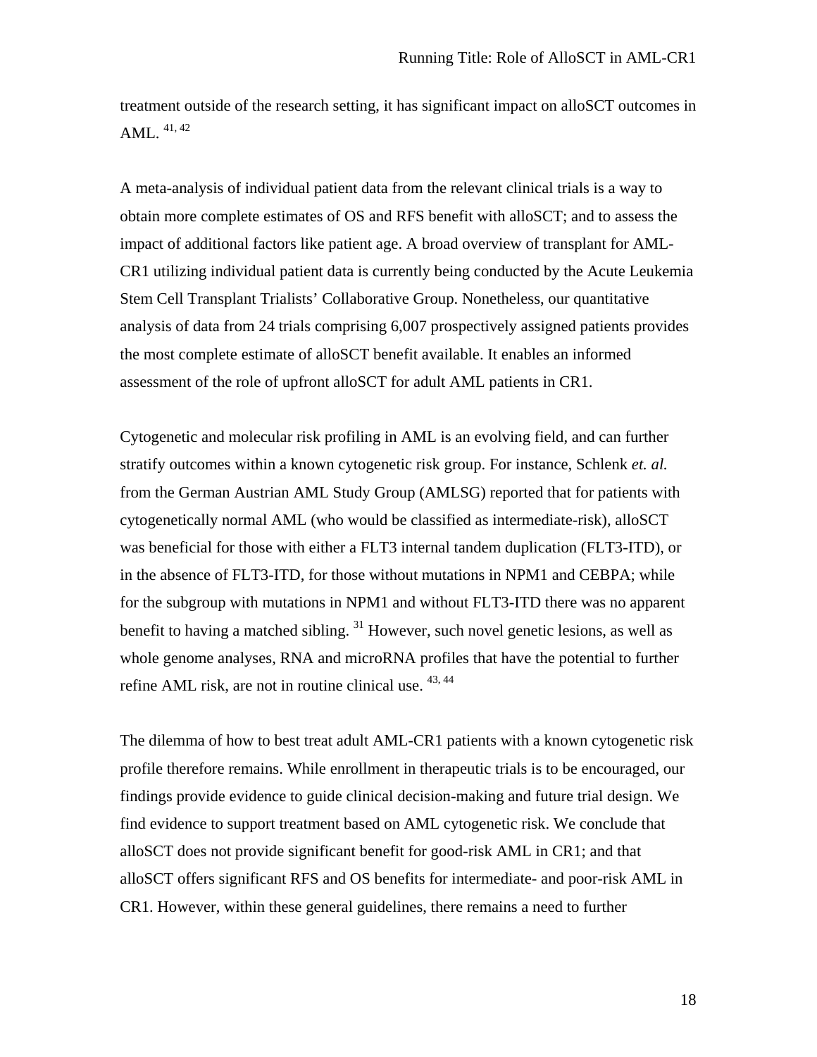treatment outside of the research setting, it has significant impact on alloSCT outcomes in AML. [41, 42]

A meta-analysis of individual patient data from the relevant clinical trials is a way to obtain more complete estimates of OS and RFS benefit with alloSCT; and to assess the impact of additional factors like patient age. A broad overview of transplant for AML-CR1 utilizing individual patient data is currently being conducted by the Acute Leukemia Stem Cell Transplant Trialists' Collaborative Group. Nonetheless, our quantitative analysis of data from 24 trials comprising 6,007 prospectively assigned patients provides the most complete estimate of alloSCT benefit available. It enables an informed assessment of the role of upfront alloSCT for adult AML patients in CR1.

Cytogenetic and molecular risk profiling in AML is an evolving field, and can further stratify outcomes within a known cytogenetic risk group. For instance, Schlenk *et. al.* from the German Austrian AML Study Group (AMLSG) reported that for patients with cytogenetically normal AML (who would be classified as intermediate-risk), alloSCT was beneficial for those with either a FLT3 internal tandem duplication (FLT3-ITD), or in the absence of FLT3-ITD, for those without mutations in NPM1 and CEBPA; while for the subgroup with mutations in NPM1 and without FLT3-ITD there was no apparent benefit to having a matched sibling. [31] However, such novel genetic lesions, as well as whole genome analyses, RNA and microRNA profiles that have the potential to further refine AML risk, are not in routine clinical use. [43, 44]

The dilemma of how to best treat adult AML-CR1 patients with a known cytogenetic risk profile therefore remains. While enrollment in therapeutic trials is to be encouraged, our findings provide evidence to guide clinical decision-making and future trial design. We find evidence to support treatment based on AML cytogenetic risk. We conclude that alloSCT does not provide significant benefit for good-risk AML in CR1; and that alloSCT offers significant RFS and OS benefits for intermediate- and poor-risk AML in CR1. However, within these general guidelines, there remains a need to further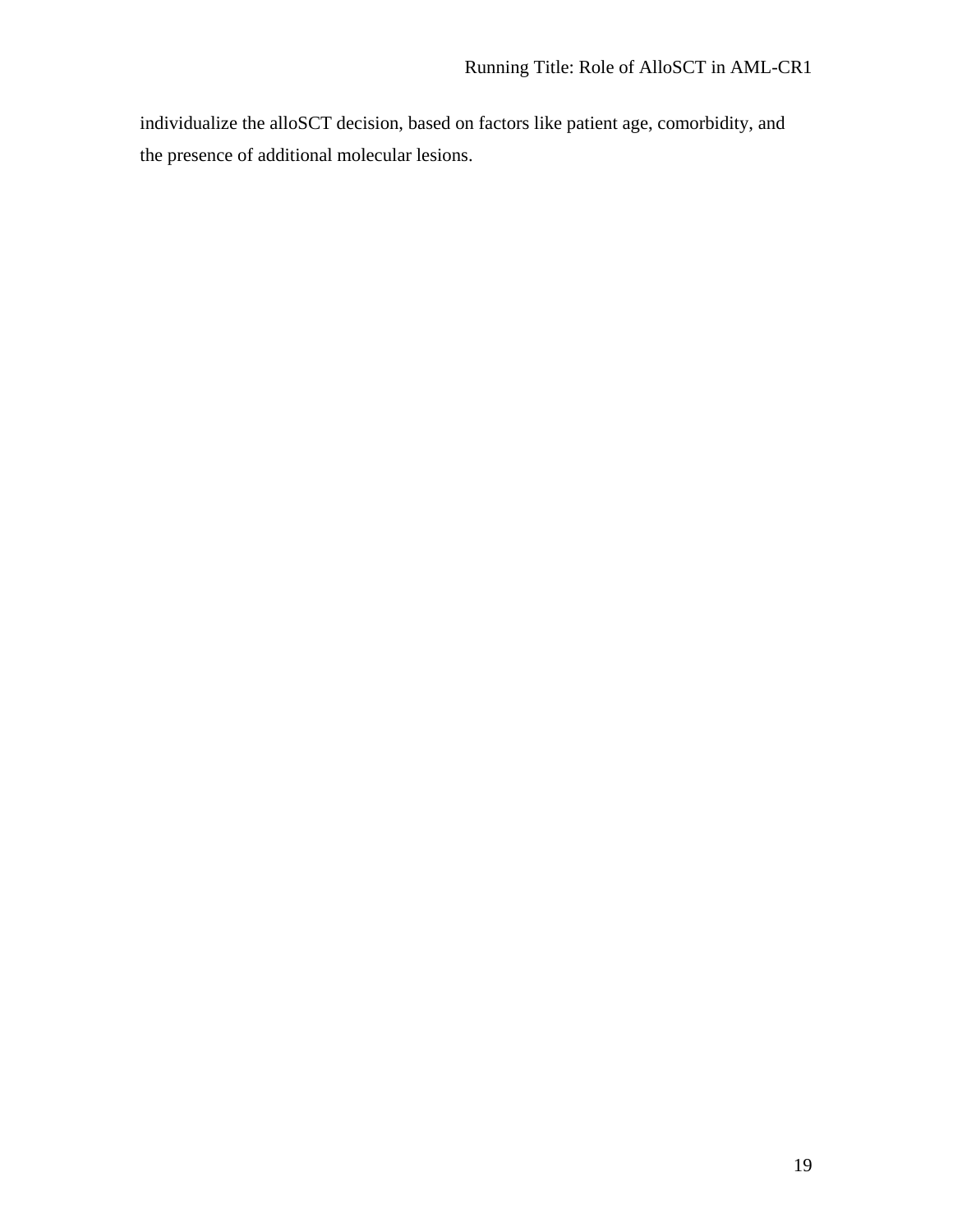individualize the alloSCT decision, based on factors like patient age, comorbidity, and the presence of additional molecular lesions.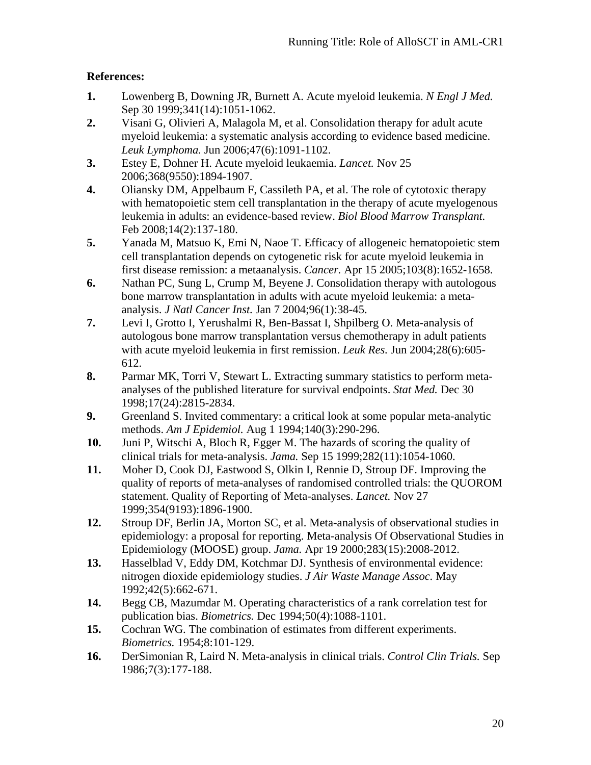**References:**

1. Lowenberg B, Downing JR, Burnett A. Acute myeloid leukemia. *N Engl J Med.* Sep 30 1999;341(14):1051-1062.
2. Visani G, Olivieri A, Malagola M, et al. Consolidation therapy for adult acute myeloid leukemia: a systematic analysis according to evidence based medicine. *Leuk Lymphoma.* Jun 2006;47(6):1091-1102.
3. Estey E, Dohner H. Acute myeloid leukaemia. *Lancet.* Nov 25 2006;368(9550):1894-1907.
4. Oliansky DM, Appelbaum F, Cassileth PA, et al. The role of cytotoxic therapy with hematopoietic stem cell transplantation in the therapy of acute myelogenous leukemia in adults: an evidence-based review. *Biol Blood Marrow Transplant.* Feb 2008;14(2):137-180.
5. Yanada M, Matsuo K, Emi N, Naoe T. Efficacy of allogeneic hematopoietic stem cell transplantation depends on cytogenetic risk for acute myeloid leukemia in first disease remission: a metaanalysis. *Cancer.* Apr 15 2005;103(8):1652-1658.
6. Nathan PC, Sung L, Crump M, Beyene J. Consolidation therapy with autologous bone marrow transplantation in adults with acute myeloid leukemia: a meta-analysis. *J Natl Cancer Inst.* Jan 7 2004;96(1):38-45.
7. Levi I, Grotto I, Yerushalmi R, Ben-Bassat I, Shpilberg O. Meta-analysis of autologous bone marrow transplantation versus chemotherapy in adult patients with acute myeloid leukemia in first remission. *Leuk Res.* Jun 2004;28(6):605-612.
8. Parmar MK, Torri V, Stewart L. Extracting summary statistics to perform meta-analyses of the published literature for survival endpoints. *Stat Med.* Dec 30 1998;17(24):2815-2834.
9. Greenland S. Invited commentary: a critical look at some popular meta-analytic methods. *Am J Epidemiol.* Aug 1 1994;140(3):290-296.
10. Juni P, Witschi A, Bloch R, Egger M. The hazards of scoring the quality of clinical trials for meta-analysis. *Jama.* Sep 15 1999;282(11):1054-1060.
11. Moher D, Cook DJ, Eastwood S, Olkin I, Rennie D, Stroup DF. Improving the quality of reports of meta-analyses of randomised controlled trials: the QUOROM statement. Quality of Reporting of Meta-analyses. *Lancet.* Nov 27 1999;354(9193):1896-1900.
12. Stroup DF, Berlin JA, Morton SC, et al. Meta-analysis of observational studies in epidemiology: a proposal for reporting. Meta-analysis Of Observational Studies in Epidemiology (MOOSE) group. *Jama.* Apr 19 2000;283(15):2008-2012.
13. Hasselblad V, Eddy DM, Kotchmar DJ. Synthesis of environmental evidence: nitrogen dioxide epidemiology studies. *J Air Waste Manage Assoc.* May 1992;42(5):662-671.
14. Begg CB, Mazumdar M. Operating characteristics of a rank correlation test for publication bias. *Biometrics.* Dec 1994;50(4):1088-1101.
15. Cochran WG. The combination of estimates from different experiments. *Biometrics.* 1954;8:101-129.
16. DerSimonian R, Laird N. Meta-analysis in clinical trials. *Control Clin Trials.* Sep 1986;7(3):177-188.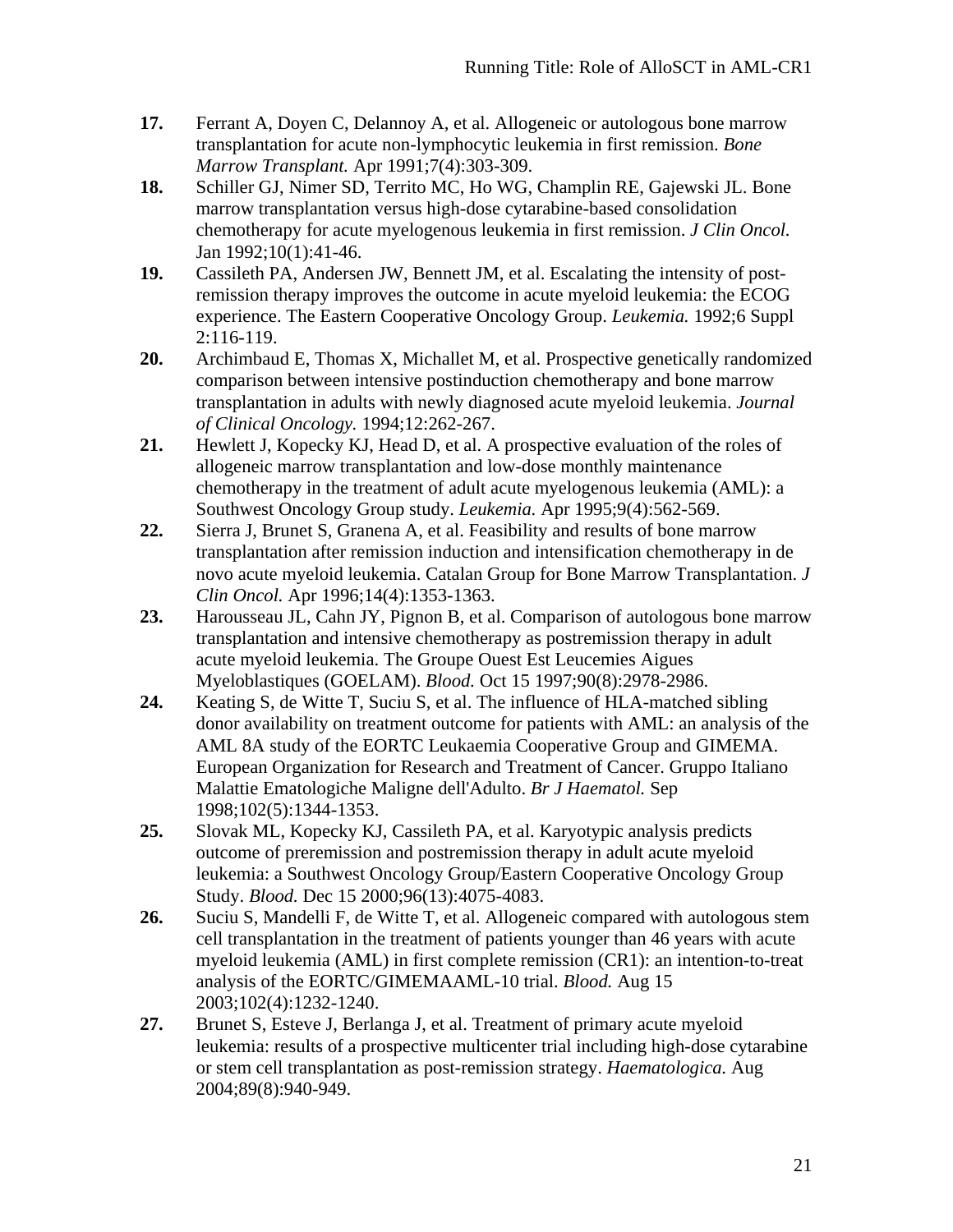17. Ferrant A, Doyen C, Delannoy A, et al. Allogeneic or autologous bone marrow transplantation for acute non-lymphocytic leukemia in first remission. *Bone Marrow Transplant.* Apr 1991;7(4):303-309.
18. Schiller GJ, Nimer SD, Territo MC, Ho WG, Champlin RE, Gajewski JL. Bone marrow transplantation versus high-dose cytarabine-based consolidation chemotherapy for acute myelogenous leukemia in first remission. *J Clin Oncol.* Jan 1992;10(1):41-46.
19. Cassileth PA, Andersen JW, Bennett JM, et al. Escalating the intensity of post-remission therapy improves the outcome in acute myeloid leukemia: the ECOG experience. The Eastern Cooperative Oncology Group. *Leukemia.* 1992;6 Suppl 2:116-119.
20. Archimbaud E, Thomas X, Michallet M, et al. Prospective genetically randomized comparison between intensive postinduction chemotherapy and bone marrow transplantation in adults with newly diagnosed acute myeloid leukemia. *Journal of Clinical Oncology.* 1994;12:262-267.
21. Hewlett J, Kopecky KJ, Head D, et al. A prospective evaluation of the roles of allogeneic marrow transplantation and low-dose monthly maintenance chemotherapy in the treatment of adult acute myelogenous leukemia (AML): a Southwest Oncology Group study. *Leukemia.* Apr 1995;9(4):562-569.
22. Sierra J, Brunet S, Granena A, et al. Feasibility and results of bone marrow transplantation after remission induction and intensification chemotherapy in de novo acute myeloid leukemia. Catalan Group for Bone Marrow Transplantation. *J Clin Oncol.* Apr 1996;14(4):1353-1363.
23. Harousseau JL, Cahn JY, Pignon B, et al. Comparison of autologous bone marrow transplantation and intensive chemotherapy as postremission therapy in adult acute myeloid leukemia. The Groupe Ouest Est Leucemies Aigues Myeloblastiques (GOELAM). *Blood.* Oct 15 1997;90(8):2978-2986.
24. Keating S, de Witte T, Suciu S, et al. The influence of HLA-matched sibling donor availability on treatment outcome for patients with AML: an analysis of the AML 8A study of the EORTC Leukaemia Cooperative Group and GIMEMA. European Organization for Research and Treatment of Cancer. Gruppo Italiano Malattie Ematologiche Maligne dell'Adulto. *Br J Haematol.* Sep 1998;102(5):1344-1353.
25. Slovak ML, Kopecky KJ, Cassileth PA, et al. Karyotypic analysis predicts outcome of preremission and postremission therapy in adult acute myeloid leukemia: a Southwest Oncology Group/Eastern Cooperative Oncology Group Study. *Blood.* Dec 15 2000;96(13):4075-4083.
26. Suciu S, Mandelli F, de Witte T, et al. Allogeneic compared with autologous stem cell transplantation in the treatment of patients younger than 46 years with acute myeloid leukemia (AML) in first complete remission (CR1): an intention-to-treat analysis of the EORTC/GIMEMAAML-10 trial. *Blood.* Aug 15 2003;102(4):1232-1240.
27. Brunet S, Esteve J, Berlanga J, et al. Treatment of primary acute myeloid leukemia: results of a prospective multicenter trial including high-dose cytarabine or stem cell transplantation as post-remission strategy. *Haematologica.* Aug 2004;89(8):940-949.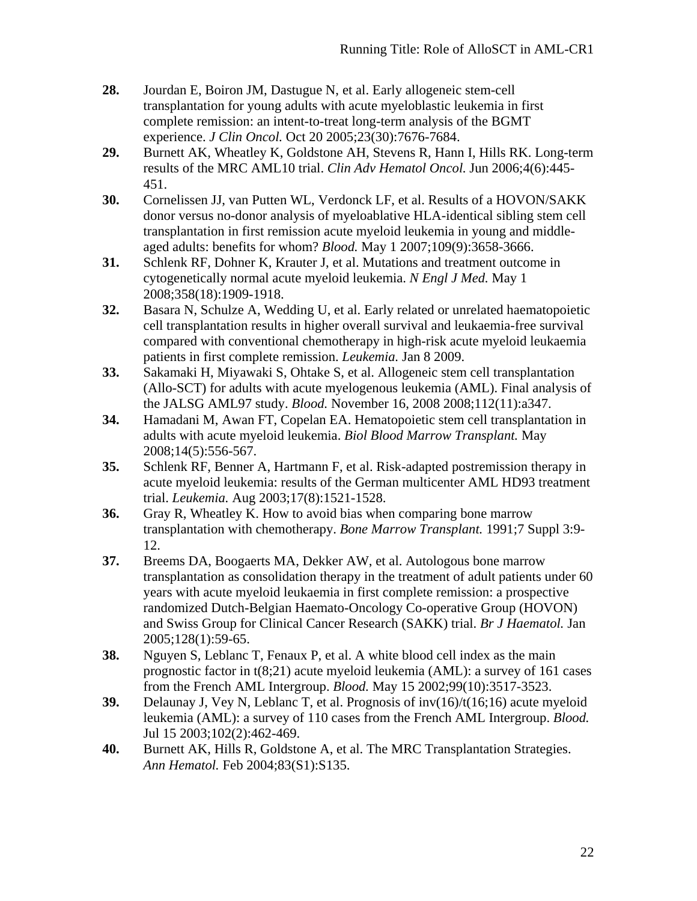**28.** Jourdan E, Boiron JM, Dastugue N, et al. Early allogeneic stem-cell transplantation for young adults with acute myeloblastic leukemia in first complete remission: an intent-to-treat long-term analysis of the BGMT experience. *J Clin Oncol.* Oct 20 2005;23(30):7676-7684.

**29.** Burnett AK, Wheatley K, Goldstone AH, Stevens R, Hann I, Hills RK. Long-term results of the MRC AML10 trial. *Clin Adv Hematol Oncol.* Jun 2006;4(6):445-451.

**30.** Cornelissen JJ, van Putten WL, Verdonck LF, et al. Results of a HOVON/SAKK donor versus no-donor analysis of myeloablative HLA-identical sibling stem cell transplantation in first remission acute myeloid leukemia in young and middle-aged adults: benefits for whom? *Blood.* May 1 2007;109(9):3658-3666.

**31.** Schlenk RF, Dohner K, Krauter J, et al. Mutations and treatment outcome in cytogenetically normal acute myeloid leukemia. *N Engl J Med.* May 1 2008;358(18):1909-1918.

**32.** Basara N, Schulze A, Wedding U, et al. Early related or unrelated haematopoietic cell transplantation results in higher overall survival and leukaemia-free survival compared with conventional chemotherapy in high-risk acute myeloid leukaemia patients in first complete remission. *Leukemia.* Jan 8 2009.

**33.** Sakamaki H, Miyawaki S, Ohtake S, et al. Allogeneic stem cell transplantation (Allo-SCT) for adults with acute myelogenous leukemia (AML). Final analysis of the JALSG AML97 study. *Blood.* November 16, 2008 2008;112(11):a347.

**34.** Hamadani M, Awan FT, Copelan EA. Hematopoietic stem cell transplantation in adults with acute myeloid leukemia. *Biol Blood Marrow Transplant.* May 2008;14(5):556-567.

**35.** Schlenk RF, Benner A, Hartmann F, et al. Risk-adapted postremission therapy in acute myeloid leukemia: results of the German multicenter AML HD93 treatment trial. *Leukemia.* Aug 2003;17(8):1521-1528.

**36.** Gray R, Wheatley K. How to avoid bias when comparing bone marrow transplantation with chemotherapy. *Bone Marrow Transplant.* 1991;7 Suppl 3:9-12.

**37.** Breems DA, Boogaerts MA, Dekker AW, et al. Autologous bone marrow transplantation as consolidation therapy in the treatment of adult patients under 60 years with acute myeloid leukaemia in first complete remission: a prospective randomized Dutch-Belgian Haemato-Oncology Co-operative Group (HOVON) and Swiss Group for Clinical Cancer Research (SAKK) trial. *Br J Haematol.* Jan 2005;128(1):59-65.

**38.** Nguyen S, Leblanc T, Fenaux P, et al. A white blood cell index as the main prognostic factor in t(8;21) acute myeloid leukemia (AML): a survey of 161 cases from the French AML Intergroup. *Blood.* May 15 2002;99(10):3517-3523.

**39.** Delaunay J, Vey N, Leblanc T, et al. Prognosis of inv(16)/t(16;16) acute myeloid leukemia (AML): a survey of 110 cases from the French AML Intergroup. *Blood.* Jul 15 2003;102(2):462-469.

**40.** Burnett AK, Hills R, Goldstone A, et al. The MRC Transplantation Strategies. *Ann Hematol.* Feb 2004;83(S1):S135.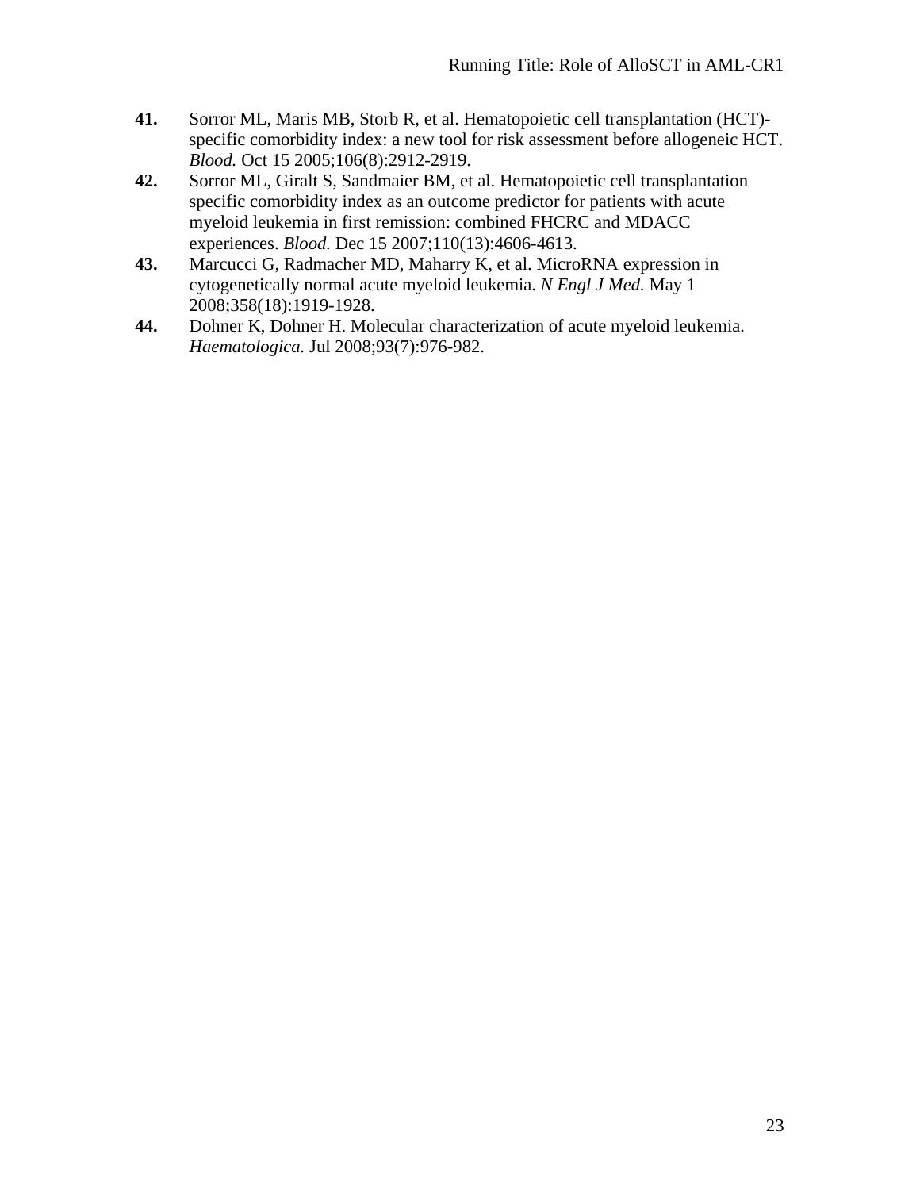**41.** Sorror ML, Maris MB, Storb R, et al. Hematopoietic cell transplantation (HCT)-specific comorbidity index: a new tool for risk assessment before allogeneic HCT. *Blood.* Oct 15 2005;106(8):2912-2919.

**42.** Sorror ML, Giralt S, Sandmaier BM, et al. Hematopoietic cell transplantation specific comorbidity index as an outcome predictor for patients with acute myeloid leukemia in first remission: combined FHCRC and MDACC experiences. *Blood.* Dec 15 2007;110(13):4606-4613.

**43.** Marcucci G, Radmacher MD, Maharry K, et al. MicroRNA expression in cytogenetically normal acute myeloid leukemia. *N Engl J Med.* May 1 2008;358(18):1919-1928.

**44.** Dohner K, Dohner H. Molecular characterization of acute myeloid leukemia. *Haematologica.* Jul 2008;93(7):976-982.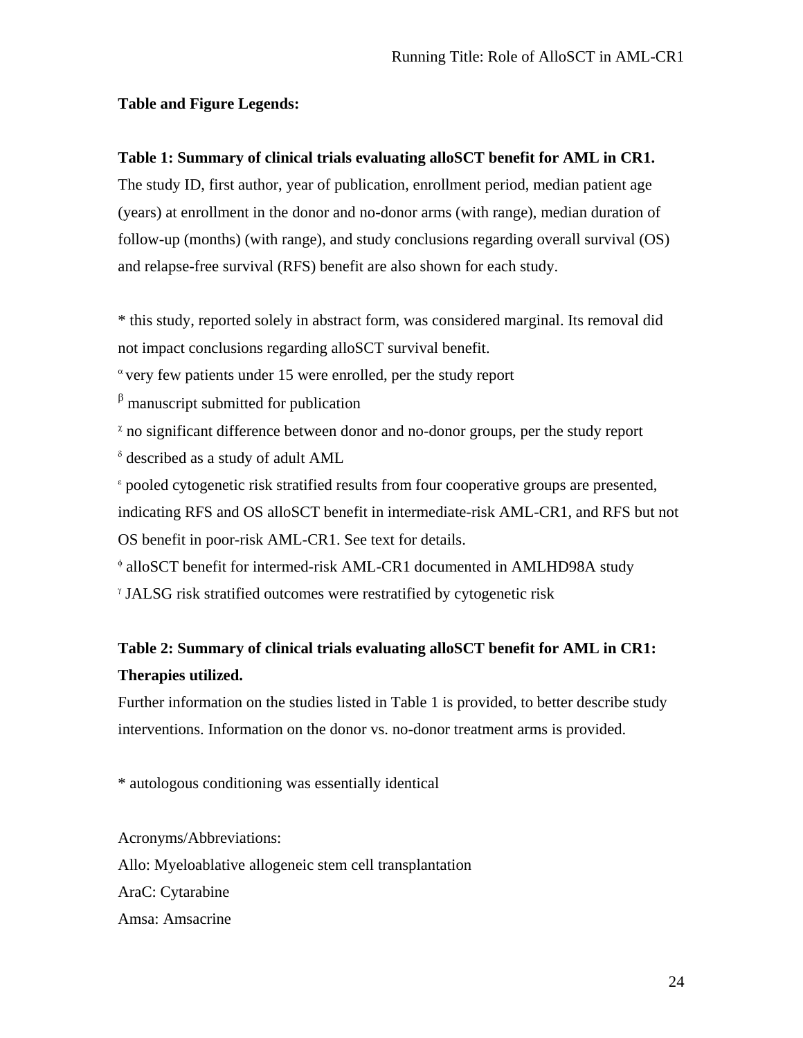**Table and Figure Legends:**

**Table 1: Summary of clinical trials evaluating alloSCT benefit for AML in CR1.** The study ID, first author, year of publication, enrollment period, median patient age (years) at enrollment in the donor and no-donor arms (with range), median duration of follow-up (months) (with range), and study conclusions regarding overall survival (OS) and relapse-free survival (RFS) benefit are also shown for each study.

* this study, reported solely in abstract form, was considered marginal. Its removal did not impact conclusions regarding alloSCT survival benefit.

[α] very few patients under 15 were enrolled, per the study report

[β] manuscript submitted for publication

[χ] no significant difference between donor and no-donor groups, per the study report

[δ] described as a study of adult AML

[ε] pooled cytogenetic risk stratified results from four cooperative groups are presented, indicating RFS and OS alloSCT benefit in intermediate-risk AML-CR1, and RFS but not OS benefit in poor-risk AML-CR1. See text for details.

[φ] alloSCT benefit for intermed-risk AML-CR1 documented in AMLHD98A study

[γ] JALSG risk stratified outcomes were restratified by cytogenetic risk

**Table 2: Summary of clinical trials evaluating alloSCT benefit for AML in CR1: Therapies utilized.**

Further information on the studies listed in Table 1 is provided, to better describe study interventions. Information on the donor vs. no-donor treatment arms is provided.

* autologous conditioning was essentially identical

Acronyms/Abbreviations:

Allo: Myeloablative allogeneic stem cell transplantation

AraC: Cytarabine

Amsa: Amsacrine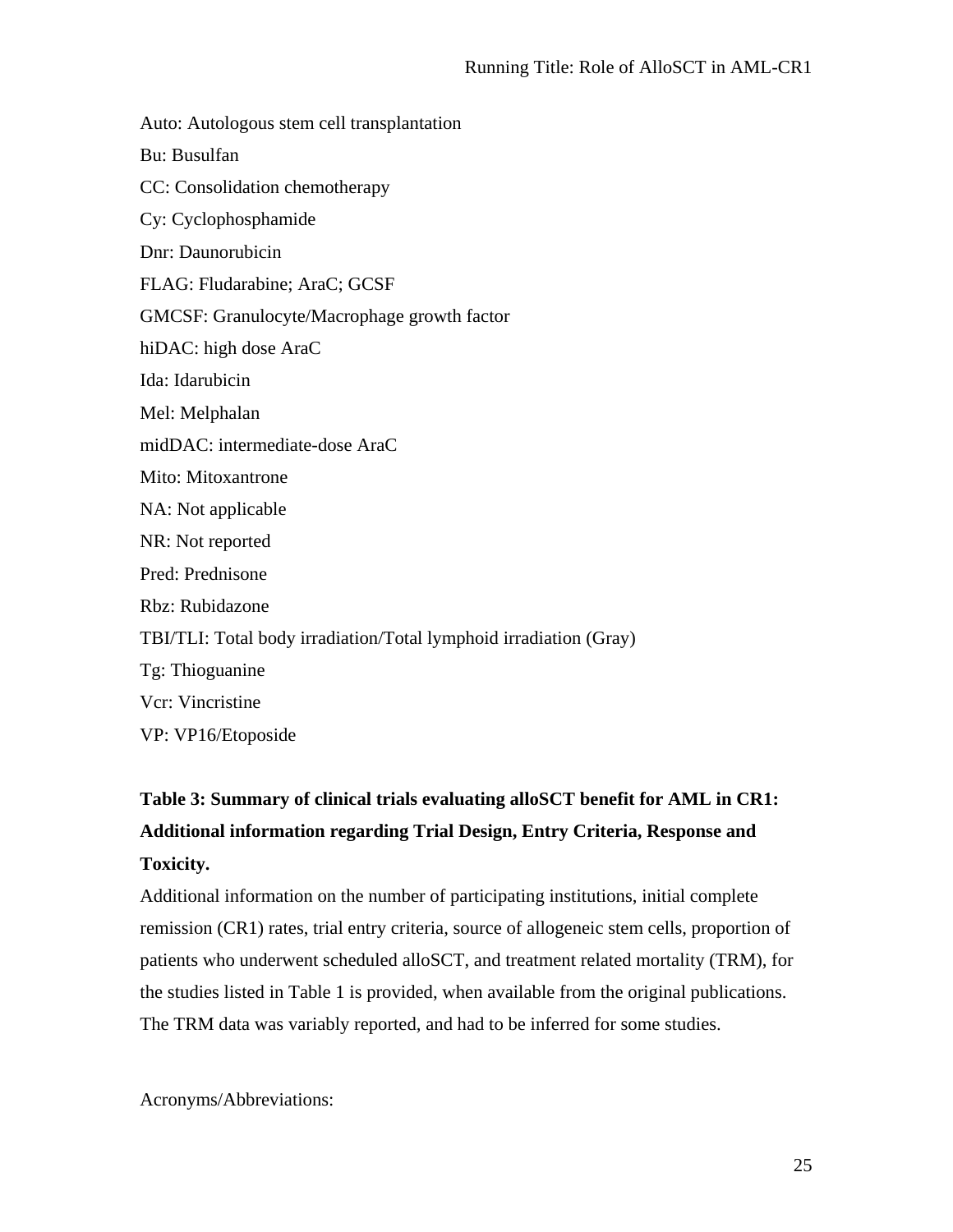Auto: Autologous stem cell transplantation

Bu: Busulfan

CC: Consolidation chemotherapy

Cy: Cyclophosphamide

Dnr: Daunorubicin

FLAG: Fludarabine; AraC; GCSF

GMCSF: Granulocyte/Macrophage growth factor

hiDAC: high dose AraC

Ida: Idarubicin

Mel: Melphalan

midDAC: intermediate-dose AraC

Mito: Mitoxantrone

NA: Not applicable

NR: Not reported

Pred: Prednisone

Rbz: Rubidazone

TBI/TLI: Total body irradiation/Total lymphoid irradiation (Gray)

Tg: Thioguanine

Vcr: Vincristine

VP: VP16/Etoposide

**Table 3: Summary of clinical trials evaluating alloSCT benefit for AML in CR1: Additional information regarding Trial Design, Entry Criteria, Response and Toxicity.**

Additional information on the number of participating institutions, initial complete remission (CR1) rates, trial entry criteria, source of allogeneic stem cells, proportion of patients who underwent scheduled alloSCT, and treatment related mortality (TRM), for the studies listed in Table 1 is provided, when available from the original publications. The TRM data was variably reported, and had to be inferred for some studies.

Acronyms/Abbreviations: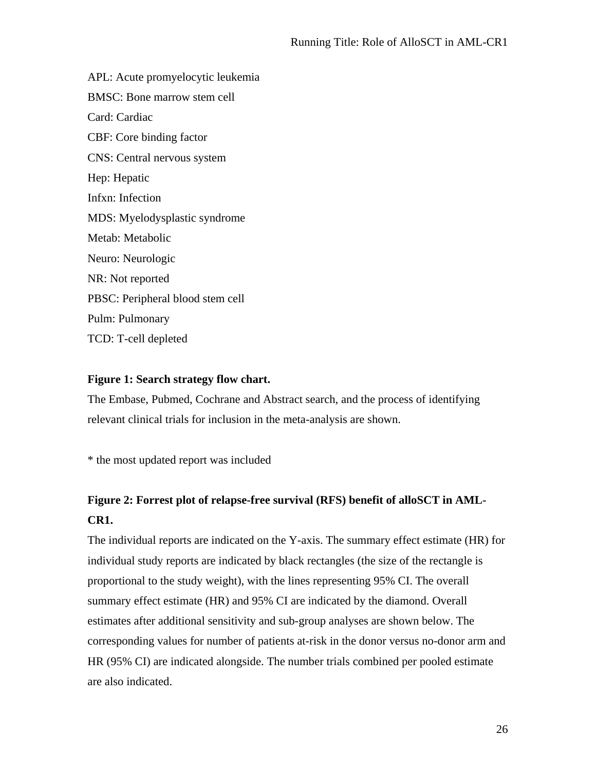APL: Acute promyelocytic leukemia

BMSC: Bone marrow stem cell

Card: Cardiac

CBF: Core binding factor

CNS: Central nervous system

Hep: Hepatic

Infxn: Infection

MDS: Myelodysplastic syndrome

Metab: Metabolic

Neuro: Neurologic

NR: Not reported

PBSC: Peripheral blood stem cell

Pulm: Pulmonary

TCD: T-cell depleted

**Figure 1: Search strategy flow chart.**

The Embase, Pubmed, Cochrane and Abstract search, and the process of identifying relevant clinical trials for inclusion in the meta-analysis are shown.

* the most updated report was included

**Figure 2: Forrest plot of relapse-free survival (RFS) benefit of alloSCT in AML-CR1.**

The individual reports are indicated on the Y-axis. The summary effect estimate (HR) for individual study reports are indicated by black rectangles (the size of the rectangle is proportional to the study weight), with the lines representing 95% CI. The overall summary effect estimate (HR) and 95% CI are indicated by the diamond. Overall estimates after additional sensitivity and sub-group analyses are shown below. The corresponding values for number of patients at-risk in the donor versus no-donor arm and HR (95% CI) are indicated alongside. The number trials combined per pooled estimate are also indicated.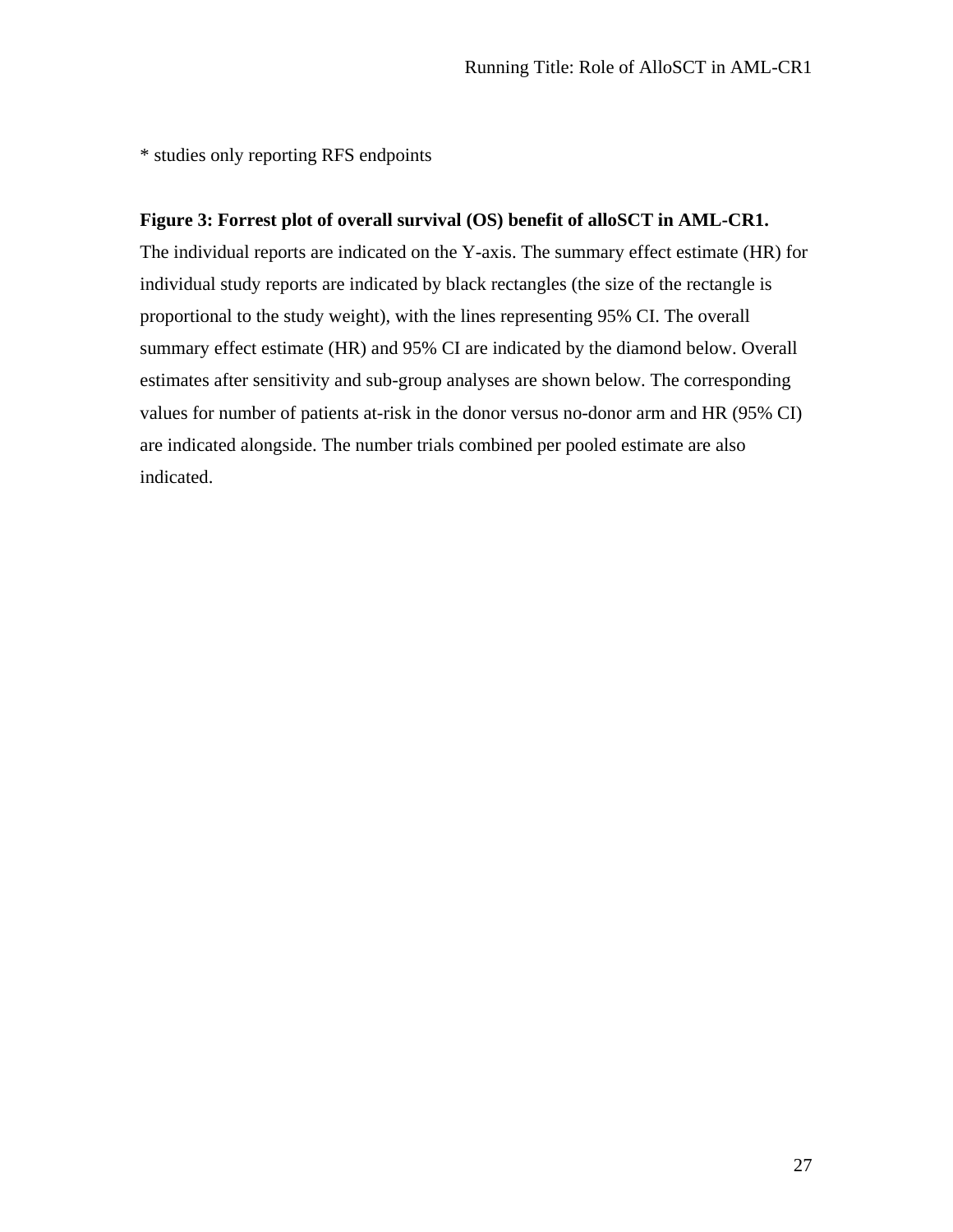* studies only reporting RFS endpoints

**Figure 3: Forrest plot of overall survival (OS) benefit of alloSCT in AML-CR1.** The individual reports are indicated on the Y-axis. The summary effect estimate (HR) for individual study reports are indicated by black rectangles (the size of the rectangle is proportional to the study weight), with the lines representing 95% CI. The overall summary effect estimate (HR) and 95% CI are indicated by the diamond below. Overall estimates after sensitivity and sub-group analyses are shown below. The corresponding values for number of patients at-risk in the donor versus no-donor arm and HR (95% CI) are indicated alongside. The number trials combined per pooled estimate are also indicated.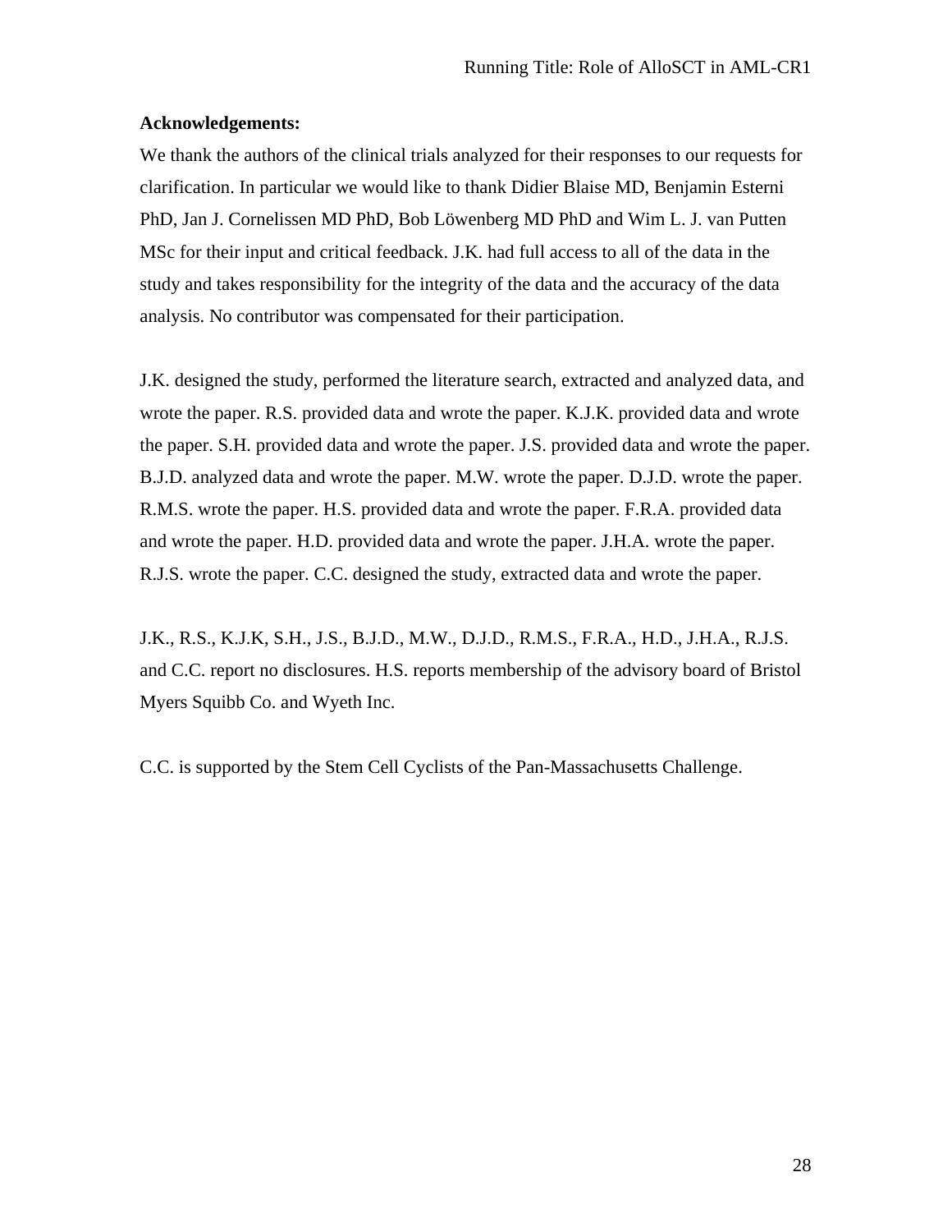**Acknowledgements:**

We thank the authors of the clinical trials analyzed for their responses to our requests for clarification. In particular we would like to thank Didier Blaise MD, Benjamin Esterni PhD, Jan J. Cornelissen MD PhD, Bob Löwenberg MD PhD and Wim L. J. van Putten MSc for their input and critical feedback. J.K. had full access to all of the data in the study and takes responsibility for the integrity of the data and the accuracy of the data analysis. No contributor was compensated for their participation.

J.K. designed the study, performed the literature search, extracted and analyzed data, and wrote the paper. R.S. provided data and wrote the paper. K.J.K. provided data and wrote the paper. S.H. provided data and wrote the paper. J.S. provided data and wrote the paper. B.J.D. analyzed data and wrote the paper. M.W. wrote the paper. D.J.D. wrote the paper. R.M.S. wrote the paper. H.S. provided data and wrote the paper. F.R.A. provided data and wrote the paper. H.D. provided data and wrote the paper. J.H.A. wrote the paper. R.J.S. wrote the paper. C.C. designed the study, extracted data and wrote the paper.

J.K., R.S., K.J.K, S.H., J.S., B.J.D., M.W., D.J.D., R.M.S., F.R.A., H.D., J.H.A., R.J.S. and C.C. report no disclosures. H.S. reports membership of the advisory board of Bristol Myers Squibb Co. and Wyeth Inc.

C.C. is supported by the Stem Cell Cyclists of the Pan-Massachusetts Challenge.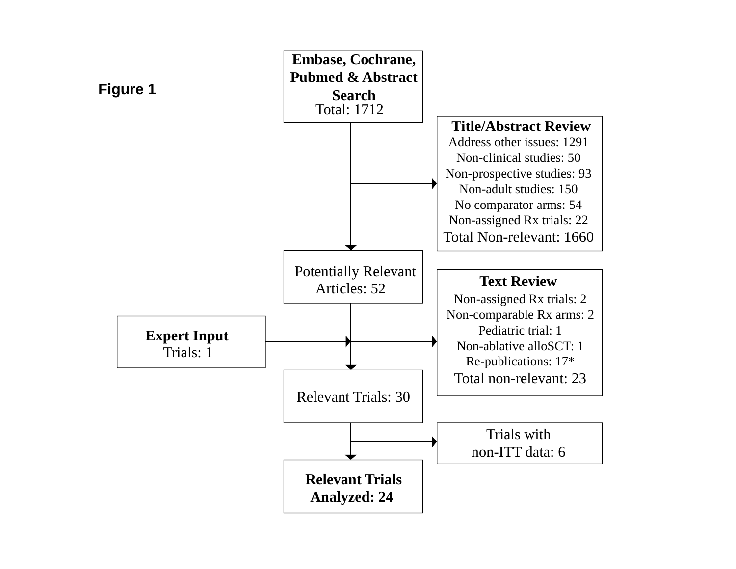**Figure 1**

**Embase, Cochrane, Pubmed & Abstract Search**
Total: 1712

**Title/Abstract Review**
Address other issues: 1291
Non-clinical studies: 50
Non-prospective studies: 93
Non-adult studies: 150
No comparator arms: 54
Non-assigned Rx trials: 22
Total Non-relevant: 1660

Potentially Relevant Articles: 52

**Text Review**
Non-assigned Rx trials: 2
Non-comparable Rx arms: 2
Pediatric trial: 1
Non-ablative alloSCT: 1
Re-publications: 17*
Total non-relevant: 23

**Expert Input**
Trials: 1

Relevant Trials: 30

Trials with non-ITT data: 6

**Relevant Trials Analyzed: 24**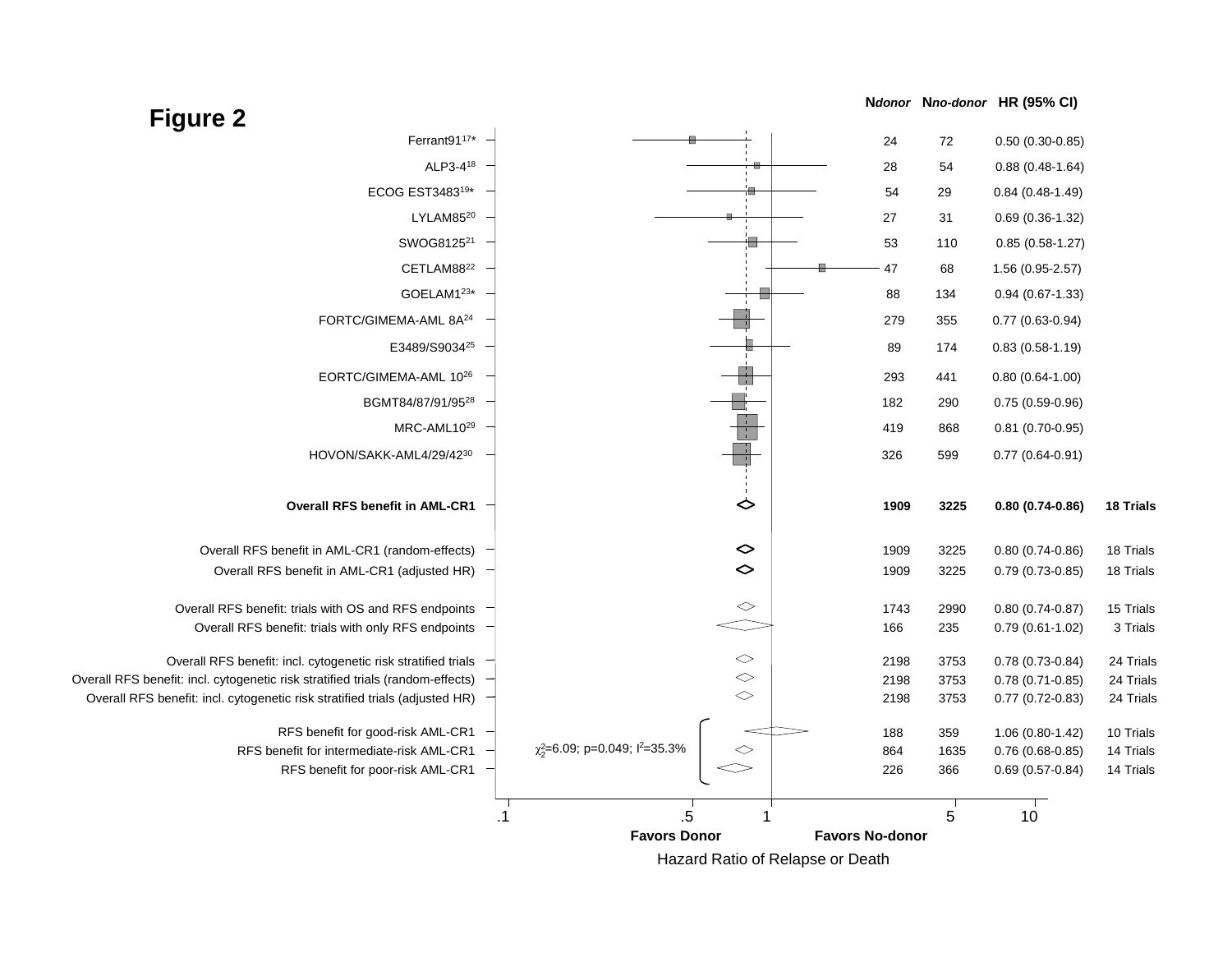# Figure 2

| Study | Ndonor | Nno-donor | HR (95% CI) | |
|---|---|---|---|---|
| Ferrant91[17]* | 24 | 72 | 0.50 (0.30-0.85) | |
| ALP3-4[18] | 28 | 54 | 0.88 (0.48-1.64) | |
| ECOG EST3483[19]* | 54 | 29 | 0.84 (0.48-1.49) | |
| LYLAM85[20] | 27 | 31 | 0.69 (0.36-1.32) | |
| SWOG8125[21] | 53 | 110 | 0.85 (0.58-1.27) | |
| CETLAM88[22] | 47 | 68 | 1.56 (0.95-2.57) | |
| GOELAM1[23]* | 88 | 134 | 0.94 (0.67-1.33) | |
| FORTC/GIMEMA-AML 8A[24] | 279 | 355 | 0.77 (0.63-0.94) | |
| E3489/S9034[25] | 89 | 174 | 0.83 (0.58-1.19) | |
| EORTC/GIMEMA-AML 10[26] | 293 | 441 | 0.80 (0.64-1.00) | |
| BGMT84/87/91/95[28] | 182 | 290 | 0.75 (0.59-0.96) | |
| MRC-AML10[29] | 419 | 868 | 0.81 (0.70-0.95) | |
| HOVON/SAKK-AML4/29/42[30] | 326 | 599 | 0.77 (0.64-0.91) | |
| **Overall RFS benefit in AML-CR1** | **1909** | **3225** | **0.80 (0.74-0.86)** | **18 Trials** |
| Overall RFS benefit in AML-CR1 (random-effects) | 1909 | 3225 | 0.80 (0.74-0.86) | 18 Trials |
| Overall RFS benefit in AML-CR1 (adjusted HR) | 1909 | 3225 | 0.79 (0.73-0.85) | 18 Trials |
| Overall RFS benefit: trials with OS and RFS endpoints | 1743 | 2990 | 0.80 (0.74-0.87) | 15 Trials |
| Overall RFS benefit: trials with only RFS endpoints | 166 | 235 | 0.79 (0.61-1.02) | 3 Trials |
| Overall RFS benefit: incl. cytogenetic risk stratified trials | 2198 | 3753 | 0.78 (0.73-0.84) | 24 Trials |
| Overall RFS benefit: incl. cytogenetic risk stratified trials (random-effects) | 2198 | 3753 | 0.78 (0.71-0.85) | 24 Trials |
| Overall RFS benefit: incl. cytogenetic risk stratified trials (adjusted HR) | 2198 | 3753 | 0.77 (0.72-0.83) | 24 Trials |
| RFS benefit for good-risk AML-CR1 | 188 | 359 | 1.06 (0.80-1.42) | 10 Trials |
| RFS benefit for intermediate-risk AML-CR1 | 864 | 1635 | 0.76 (0.68-0.85) | 14 Trials |
| RFS benefit for poor-risk AML-CR1 | 226 | 366 | 0.69 (0.57-0.84) | 14 Trials |

Risk groups: $\chi^2_2$=6.09; p=0.049; $I^2$=35.3%

Axis: .1, .5, 1, 5, 10 — Favors Donor / Favors No-donor

Hazard Ratio of Relapse or Death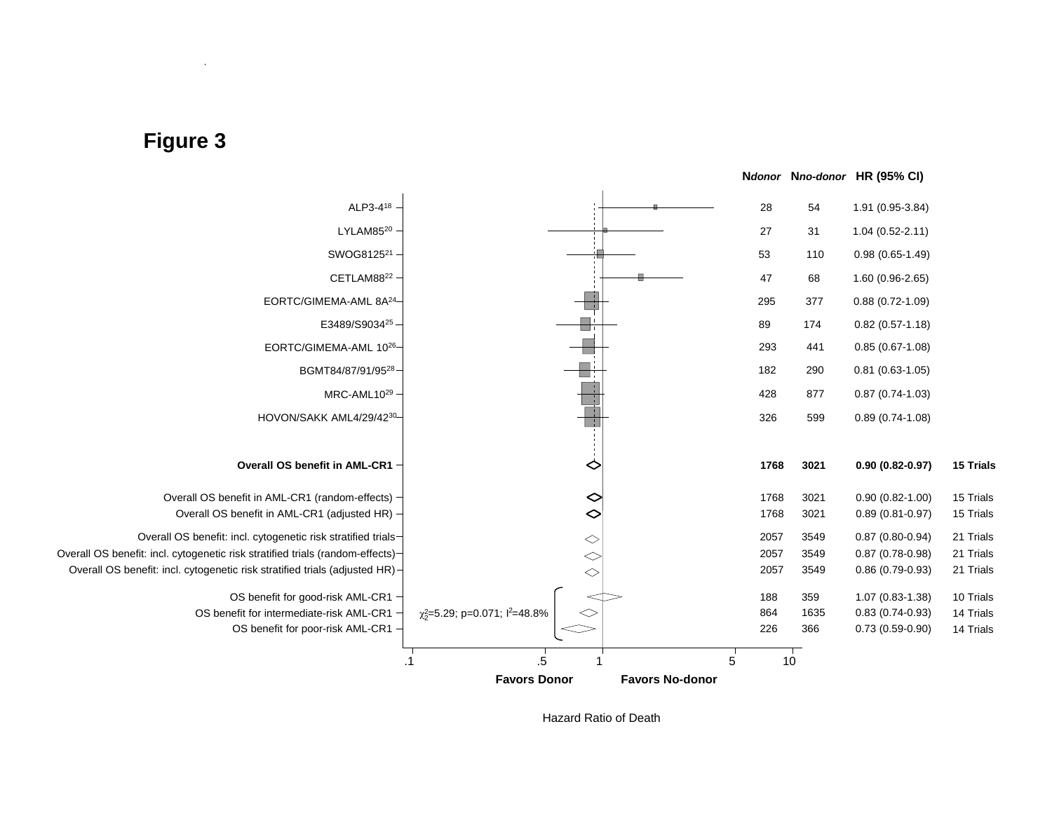# Figure 3

| Study | N donor | N no-donor | HR (95% CI) | |
|---|---|---|---|---|
| ALP3-4[18] | 28 | 54 | 1.91 (0.95-3.84) | |
| LYLAM85[20] | 27 | 31 | 1.04 (0.52-2.11) | |
| SWOG8125[21] | 53 | 110 | 0.98 (0.65-1.49) | |
| CETLAM88[22] | 47 | 68 | 1.60 (0.96-2.65) | |
| EORTC/GIMEMA-AML 8A[24] | 295 | 377 | 0.88 (0.72-1.09) | |
| E3489/S9034[25] | 89 | 174 | 0.82 (0.57-1.18) | |
| EORTC/GIMEMA-AML 10[26] | 293 | 441 | 0.85 (0.67-1.08) | |
| BGMT84/87/91/95[28] | 182 | 290 | 0.81 (0.63-1.05) | |
| MRC-AML10[29] | 428 | 877 | 0.87 (0.74-1.03) | |
| HOVON/SAKK AML4/29/42[30] | 326 | 599 | 0.89 (0.74-1.08) | |
| **Overall OS benefit in AML-CR1** | **1768** | **3021** | **0.90 (0.82-0.97)** | **15 Trials** |
| Overall OS benefit in AML-CR1 (random-effects) | 1768 | 3021 | 0.90 (0.82-1.00) | 15 Trials |
| Overall OS benefit in AML-CR1 (adjusted HR) | 1768 | 3021 | 0.89 (0.81-0.97) | 15 Trials |
| Overall OS benefit: incl. cytogenetic risk stratified trials | 2057 | 3549 | 0.87 (0.80-0.94) | 21 Trials |
| Overall OS benefit: incl. cytogenetic risk stratified trials (random-effects) | 2057 | 3549 | 0.87 (0.78-0.98) | 21 Trials |
| Overall OS benefit: incl. cytogenetic risk stratified trials (adjusted HR) | 2057 | 3549 | 0.86 (0.79-0.93) | 21 Trials |
| OS benefit for good-risk AML-CR1 | 188 | 359 | 1.07 (0.83-1.38) | 10 Trials |
| OS benefit for intermediate-risk AML-CR1 | 864 | 1635 | 0.83 (0.74-0.93) | 14 Trials |
| OS benefit for poor-risk AML-CR1 | 226 | 366 | 0.73 (0.59-0.90) | 14 Trials |

$\chi^2_2$=5.29; p=0.071; $I^2$=48.8%

Axis: .1, .5, 1, 5, 10 — Favors Donor | Favors No-donor

Hazard Ratio of Death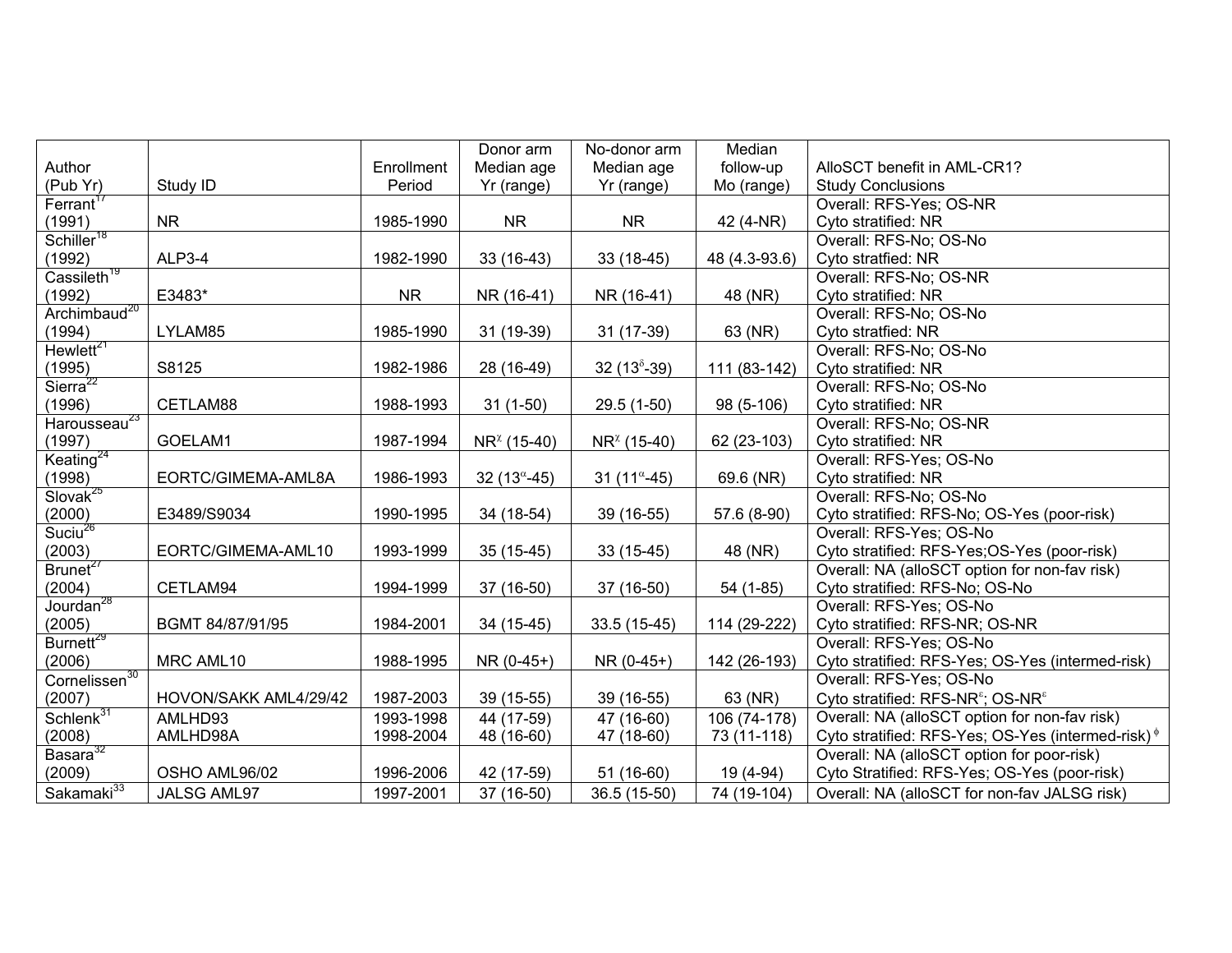| Author (Pub Yr) | Study ID | Enrollment Period | Donor arm Median age Yr (range) | No-donor arm Median age Yr (range) | Median follow-up Mo (range) | AlloSCT benefit in AML-CR1? Study Conclusions |
|---|---|---|---|---|---|---|
| Ferrant[17] (1991) | NR | 1985-1990 | NR | NR | 42 (4-NR) | Overall: RFS-Yes; OS-NR<br>Cyto stratified: NR |
| Schiller[18] (1992) | ALP3-4 | 1982-1990 | 33 (16-43) | 33 (18-45) | 48 (4.3-93.6) | Overall: RFS-No; OS-No<br>Cyto stratfied: NR |
| Cassileth[19] (1992) | E3483* | NR | NR (16-41) | NR (16-41) | 48 (NR) | Overall: RFS-No; OS-NR<br>Cyto stratified: NR |
| Archimbaud[20] (1994) | LYLAM85 | 1985-1990 | 31 (19-39) | 31 (17-39) | 63 (NR) | Overall: RFS-No; OS-No<br>Cyto stratfied: NR |
| Hewlett[21] (1995) | S8125 | 1982-1986 | 28 (16-49) | 32 ($13^{\delta}$-39) | 111 (83-142) | Overall: RFS-No; OS-No<br>Cyto stratified: NR |
| Sierra[22] (1996) | CETLAM88 | 1988-1993 | 31 (1-50) | 29.5 (1-50) | 98 (5-106) | Overall: RFS-No; OS-No<br>Cyto stratified: NR |
| Harousseau[23] (1997) | GOELAM1 | 1987-1994 | $NR^{\chi}$ (15-40) | $NR^{\chi}$ (15-40) | 62 (23-103) | Overall: RFS-No; OS-NR<br>Cyto stratified: NR |
| Keating[24] (1998) | EORTC/GIMEMA-AML8A | 1986-1993 | 32 ($13^{\alpha}$-45) | 31 ($11^{\alpha}$-45) | 69.6 (NR) | Overall: RFS-Yes; OS-No<br>Cyto stratified: NR |
| Slovak[25] (2000) | E3489/S9034 | 1990-1995 | 34 (18-54) | 39 (16-55) | 57.6 (8-90) | Overall: RFS-No; OS-No<br>Cyto stratified: RFS-No; OS-Yes (poor-risk) |
| Suciu[26] (2003) | EORTC/GIMEMA-AML10 | 1993-1999 | 35 (15-45) | 33 (15-45) | 48 (NR) | Overall: RFS-Yes; OS-No<br>Cyto stratified: RFS-Yes;OS-Yes (poor-risk) |
| Brunet[27] (2004) | CETLAM94 | 1994-1999 | 37 (16-50) | 37 (16-50) | 54 (1-85) | Overall: NA (alloSCT option for non-fav risk)<br>Cyto stratified: RFS-No; OS-No |
| Jourdan[28] (2005) | BGMT 84/87/91/95 | 1984-2001 | 34 (15-45) | 33.5 (15-45) | 114 (29-222) | Overall: RFS-Yes; OS-No<br>Cyto stratified: RFS-NR; OS-NR |
| Burnett[29] (2006) | MRC AML10 | 1988-1995 | NR (0-45+) | NR (0-45+) | 142 (26-193) | Overall: RFS-Yes; OS-No<br>Cyto stratified: RFS-Yes; OS-Yes (intermed-risk) |
| Cornelissen[30] (2007) | HOVON/SAKK AML4/29/42 | 1987-2003 | 39 (15-55) | 39 (16-55) | 63 (NR) | Overall: RFS-Yes; OS-No<br>Cyto stratified: $RFS-NR^{\varepsilon}$; $OS-NR^{\varepsilon}$ |
| Schlenk[31] (2008) | AMLHD93<br>AMLHD98A | 1993-1998<br>1998-2004 | 44 (17-59)<br>48 (16-60) | 47 (16-60)<br>47 (18-60) | 106 (74-178)<br>73 (11-118) | Overall: NA (alloSCT option for non-fav risk)<br>Cyto stratified: RFS-Yes; OS-Yes (intermed-risk) $^{\phi}$ |
| Basara[32] (2009) | OSHO AML96/02 | 1996-2006 | 42 (17-59) | 51 (16-60) | 19 (4-94) | Overall: NA (alloSCT option for poor-risk)<br>Cyto Stratified: RFS-Yes; OS-Yes (poor-risk) |
| Sakamaki[33] | JALSG AML97 | 1997-2001 | 37 (16-50) | 36.5 (15-50) | 74 (19-104) | Overall: NA (alloSCT for non-fav JALSG risk) |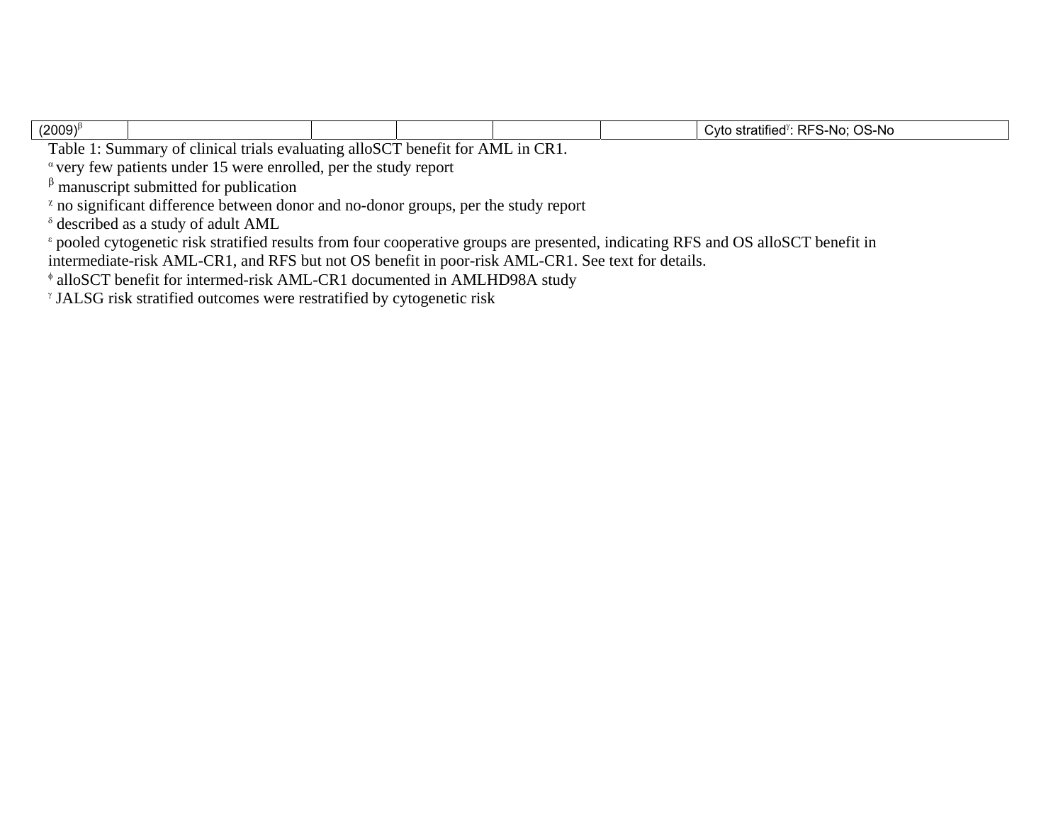| | | | | | | |
|---|---|---|---|---|---|---|
| (2009)[β] | | | | | | Cyto stratified[γ]: RFS-No; OS-No |

Table 1: Summary of clinical trials evaluating alloSCT benefit for AML in CR1.

[α] very few patients under 15 were enrolled, per the study report

[β] manuscript submitted for publication

[χ] no significant difference between donor and no-donor groups, per the study report

[δ] described as a study of adult AML

[ε] pooled cytogenetic risk stratified results from four cooperative groups are presented, indicating RFS and OS alloSCT benefit in intermediate-risk AML-CR1, and RFS but not OS benefit in poor-risk AML-CR1. See text for details.

[ϕ] alloSCT benefit for intermed-risk AML-CR1 documented in AMLHD98A study

[γ] JALSG risk stratified outcomes were restratified by cytogenetic risk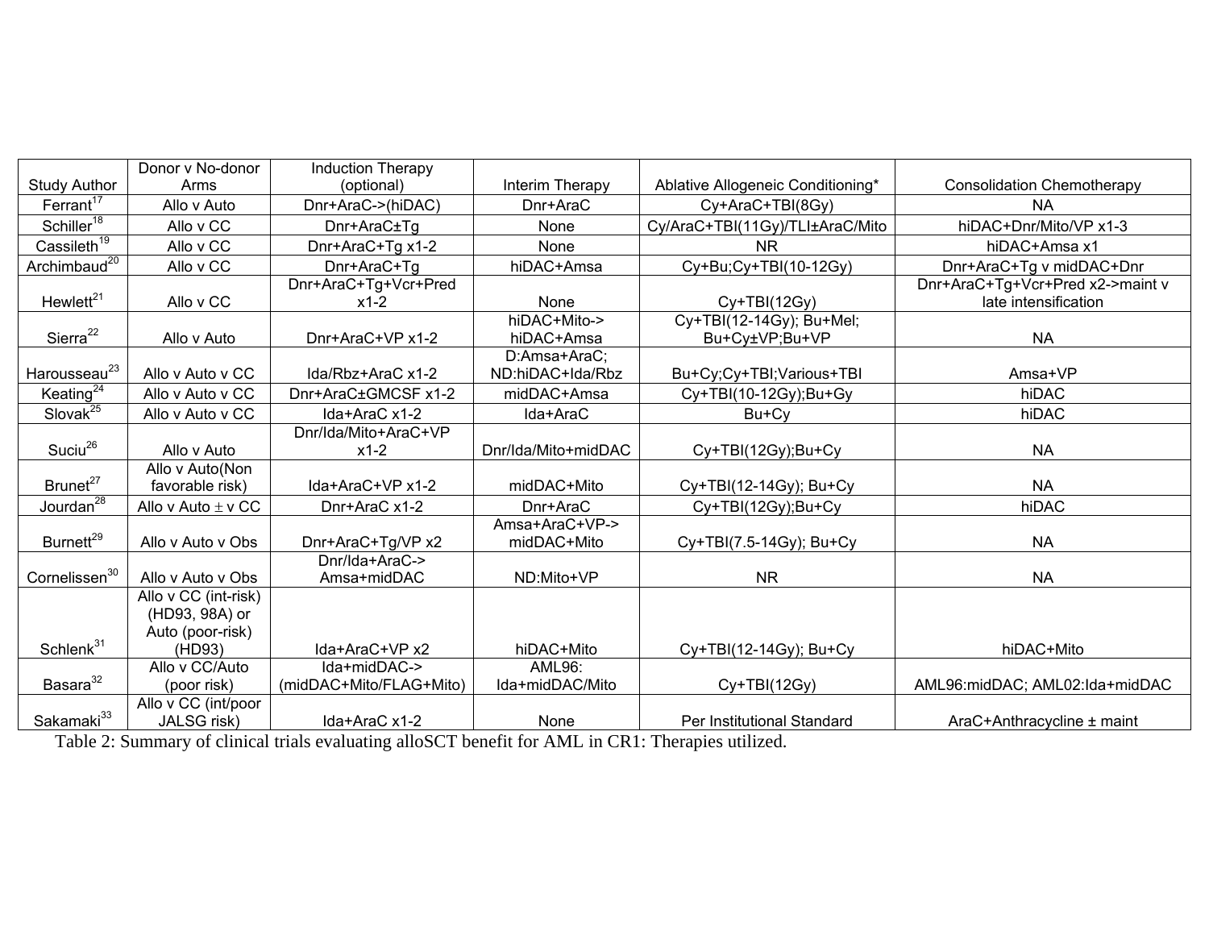| Study Author | Donor v No-donor Arms | Induction Therapy (optional) | Interim Therapy | Ablative Allogeneic Conditioning* | Consolidation Chemotherapy |
|---|---|---|---|---|---|
| Ferrant[17] | Allo v Auto | Dnr+AraC->(hiDAC) | Dnr+AraC | Cy+AraC+TBI(8Gy) | NA |
| Schiller[18] | Allo v CC | Dnr+AraC±Tg | None | Cy/AraC+TBI(11Gy)/TLI±AraC/Mito | hiDAC+Dnr/Mito/VP x1-3 |
| Cassileth[19] | Allo v CC | Dnr+AraC+Tg x1-2 | None | NR | hiDAC+Amsa x1 |
| Archimbaud[20] | Allo v CC | Dnr+AraC+Tg | hiDAC+Amsa | Cy+Bu;Cy+TBI(10-12Gy) | Dnr+AraC+Tg v midDAC+Dnr |
| Hewlett[21] | Allo v CC | Dnr+AraC+Tg+Vcr+Pred x1-2 | None | Cy+TBI(12Gy) | Dnr+AraC+Tg+Vcr+Pred x2->maint v late intensification |
| Sierra[22] | Allo v Auto | Dnr+AraC+VP x1-2 | hiDAC+Mito-> hiDAC+Amsa | Cy+TBI(12-14Gy); Bu+Mel; Bu+Cy±VP;Bu+VP | NA |
| Harousseau[23] | Allo v Auto v CC | Ida/Rbz+AraC x1-2 | D:Amsa+AraC; ND:hiDAC+Ida/Rbz | Bu+Cy;Cy+TBI;Various+TBI | Amsa+VP |
| Keating[24] | Allo v Auto v CC | Dnr+AraC±GMCSF x1-2 | midDAC+Amsa | Cy+TBI(10-12Gy);Bu+Gy | hiDAC |
| Slovak[25] | Allo v Auto v CC | Ida+AraC x1-2 | Ida+AraC | Bu+Cy | hiDAC |
| Suciu[26] | Allo v Auto | Dnr/Ida/Mito+AraC+VP x1-2 | Dnr/Ida/Mito+midDAC | Cy+TBI(12Gy);Bu+Cy | NA |
| Brunet[27] | Allo v Auto(Non favorable risk) | Ida+AraC+VP x1-2 | midDAC+Mito | Cy+TBI(12-14Gy); Bu+Cy | NA |
| Jourdan[28] | Allo v Auto ± v CC | Dnr+AraC x1-2 | Dnr+AraC | Cy+TBI(12Gy);Bu+Cy | hiDAC |
| Burnett[29] | Allo v Auto v Obs | Dnr+AraC+Tg/VP x2 | Amsa+AraC+VP-> midDAC+Mito | Cy+TBI(7.5-14Gy); Bu+Cy | NA |
| Cornelissen[30] | Allo v Auto v Obs | Dnr/Ida+AraC-> Amsa+midDAC | ND:Mito+VP | NR | NA |
| Schlenk[31] | Allo v CC (int-risk) (HD93, 98A) or Auto (poor-risk) (HD93) | Ida+AraC+VP x2 | hiDAC+Mito | Cy+TBI(12-14Gy); Bu+Cy | hiDAC+Mito |
| Basara[32] | Allo v CC/Auto (poor risk) | Ida+midDAC-> (midDAC+Mito/FLAG+Mito) | AML96: Ida+midDAC/Mito | Cy+TBI(12Gy) | AML96:midDAC; AML02:Ida+midDAC |
| Sakamaki[33] | Allo v CC (int/poor JALSG risk) | Ida+AraC x1-2 | None | Per Institutional Standard | AraC+Anthracycline ± maint |

Table 2: Summary of clinical trials evaluating alloSCT benefit for AML in CR1: Therapies utilized.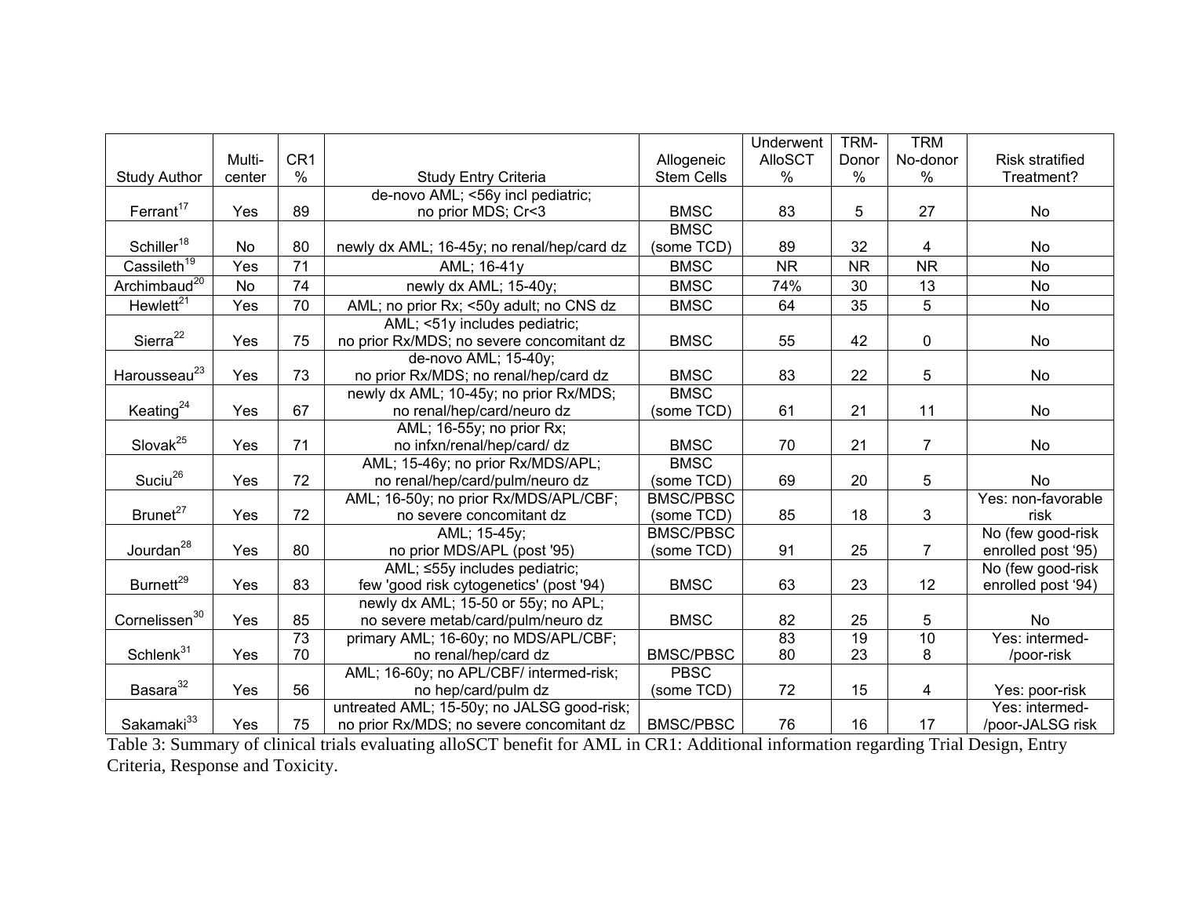| Study Author | Multi-center | CR1 % | Study Entry Criteria | Allogeneic Stem Cells | Underwent AlloSCT % | TRM-Donor % | TRM No-donor % | Risk stratified Treatment? |
|---|---|---|---|---|---|---|---|---|
| Ferrant[17] | Yes | 89 | de-novo AML; <56y incl pediatric; no prior MDS; Cr<3 | BMSC | 83 | 5 | 27 | No |
| Schiller[18] | No | 80 | newly dx AML; 16-45y; no renal/hep/card dz | BMSC (some TCD) | 89 | 32 | 4 | No |
| Cassileth[19] | Yes | 71 | AML; 16-41y | BMSC | NR | NR | NR | No |
| Archimbaud[20] | No | 74 | newly dx AML; 15-40y; | BMSC | 74% | 30 | 13 | No |
| Hewlett[21] | Yes | 70 | AML; no prior Rx; <50y adult; no CNS dz | BMSC | 64 | 35 | 5 | No |
| Sierra[22] | Yes | 75 | AML; <51y includes pediatric; no prior Rx/MDS; no severe concomitant dz | BMSC | 55 | 42 | 0 | No |
| Harousseau[23] | Yes | 73 | de-novo AML; 15-40y; no prior Rx/MDS; no renal/hep/card dz | BMSC | 83 | 22 | 5 | No |
| Keating[24] | Yes | 67 | newly dx AML; 10-45y; no prior Rx/MDS; no renal/hep/card/neuro dz | BMSC (some TCD) | 61 | 21 | 11 | No |
| Slovak[25] | Yes | 71 | AML; 16-55y; no prior Rx; no infxn/renal/hep/card/ dz | BMSC | 70 | 21 | 7 | No |
| Suciu[26] | Yes | 72 | AML; 15-46y; no prior Rx/MDS/APL; no renal/hep/card/pulm/neuro dz | BMSC (some TCD) | 69 | 20 | 5 | No |
| Brunet[27] | Yes | 72 | AML; 16-50y; no prior Rx/MDS/APL/CBF; no severe concomitant dz | BMSC/PBSC (some TCD) | 85 | 18 | 3 | Yes: non-favorable risk |
| Jourdan[28] | Yes | 80 | AML; 15-45y; no prior MDS/APL (post '95) | BMSC/PBSC (some TCD) | 91 | 25 | 7 | No (few good-risk enrolled post '95) |
| Burnett[29] | Yes | 83 | AML; ≤55y includes pediatric; few 'good risk cytogenetics' (post '94) | BMSC | 63 | 23 | 12 | No (few good-risk enrolled post '94) |
| Cornelissen[30] | Yes | 85 | newly dx AML; 15-50 or 55y; no APL; no severe metab/card/pulm/neuro dz | BMSC | 82 | 25 | 5 | No |
| Schlenk[31] | Yes | 73<br>70 | primary AML; 16-60y; no MDS/APL/CBF; no renal/hep/card dz | BMSC/PBSC | 83<br>80 | 19<br>23 | 10<br>8 | Yes: intermed-/poor-risk |
| Basara[32] | Yes | 56 | AML; 16-60y; no APL/CBF/ intermed-risk; no hep/card/pulm dz | PBSC (some TCD) | 72 | 15 | 4 | Yes: poor-risk |
| Sakamaki[33] | Yes | 75 | untreated AML; 15-50y; no JALSG good-risk; no prior Rx/MDS; no severe concomitant dz | BMSC/PBSC | 76 | 16 | 17 | Yes: intermed-/poor-JALSG risk |

Table 3: Summary of clinical trials evaluating alloSCT benefit for AML in CR1: Additional information regarding Trial Design, Entry Criteria, Response and Toxicity.